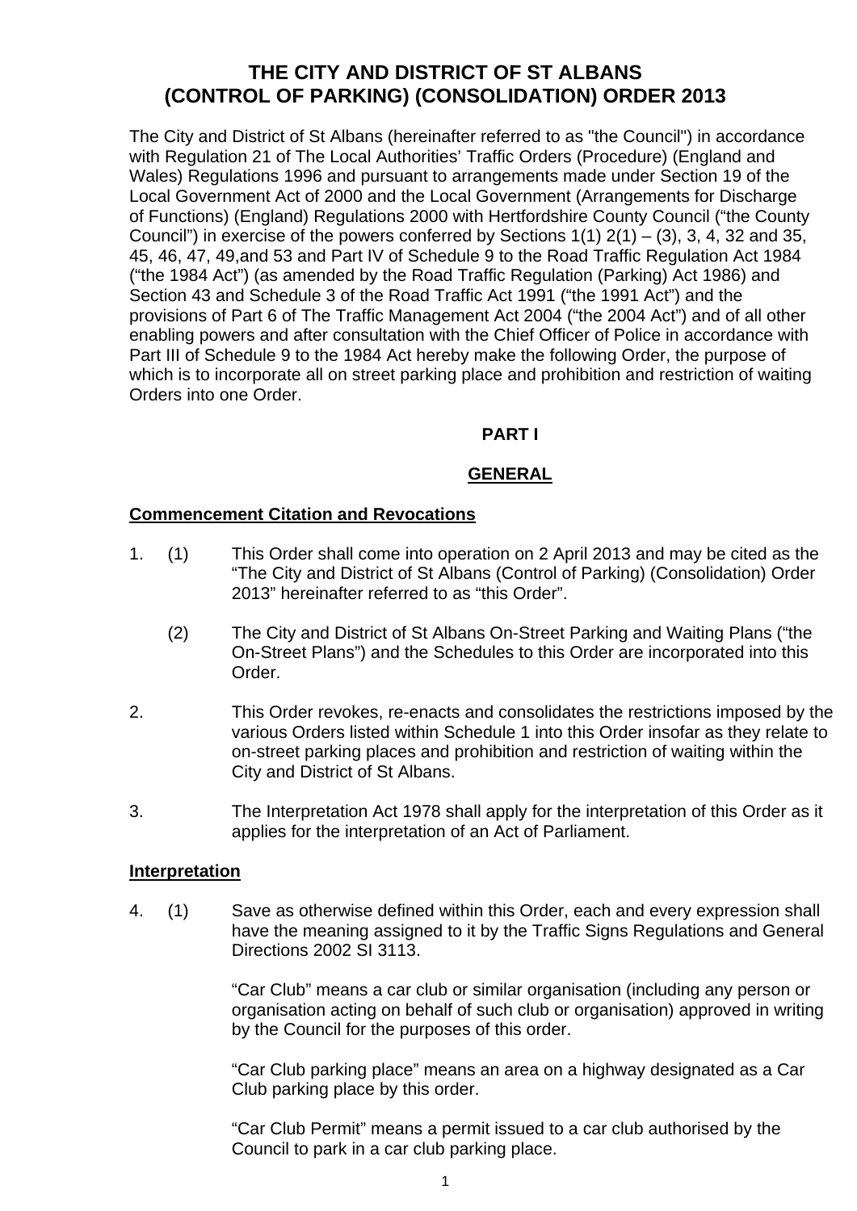# THE CITY AND DISTRICT OF ST ALBANS (CONTROL OF PARKING) (CONSOLIDATION) ORDER 2013

The City and District of St Albans (hereinafter referred to as "the Council") in accordance with Regulation 21 of The Local Authorities' Traffic Orders (Procedure) (England and Wales) Regulations 1996 and pursuant to arrangements made under Section 19 of the Local Government Act of 2000 and the Local Government (Arrangements for Discharge of Functions) (England) Regulations 2000 with Hertfordshire County Council ("the County Council") in exercise of the powers conferred by Sections 1(1) 2(1) – (3), 3, 4, 32 and 35, 45, 46, 47, 49,and 53 and Part IV of Schedule 9 to the Road Traffic Regulation Act 1984 ("the 1984 Act") (as amended by the Road Traffic Regulation (Parking) Act 1986) and Section 43 and Schedule 3 of the Road Traffic Act 1991 ("the 1991 Act") and the provisions of Part 6 of The Traffic Management Act 2004 ("the 2004 Act") and of all other enabling powers and after consultation with the Chief Officer of Police in accordance with Part III of Schedule 9 to the 1984 Act hereby make the following Order, the purpose of which is to incorporate all on street parking place and prohibition and restriction of waiting Orders into one Order.

## PART I

## GENERAL

### Commencement Citation and Revocations

1. (1) This Order shall come into operation on 2 April 2013 and may be cited as the "The City and District of St Albans (Control of Parking) (Consolidation) Order 2013" hereinafter referred to as "this Order".

   (2) The City and District of St Albans On-Street Parking and Waiting Plans ("the On-Street Plans") and the Schedules to this Order are incorporated into this Order.

2. This Order revokes, re-enacts and consolidates the restrictions imposed by the various Orders listed within Schedule 1 into this Order insofar as they relate to on-street parking places and prohibition and restriction of waiting within the City and District of St Albans.

3. The Interpretation Act 1978 shall apply for the interpretation of this Order as it applies for the interpretation of an Act of Parliament.

### Interpretation

4. (1) Save as otherwise defined within this Order, each and every expression shall have the meaning assigned to it by the Traffic Signs Regulations and General Directions 2002 SI 3113.

   "Car Club" means a car club or similar organisation (including any person or organisation acting on behalf of such club or organisation) approved in writing by the Council for the purposes of this order.

   "Car Club parking place" means an area on a highway designated as a Car Club parking place by this order.

   "Car Club Permit" means a permit issued to a car club authorised by the Council to park in a car club parking place.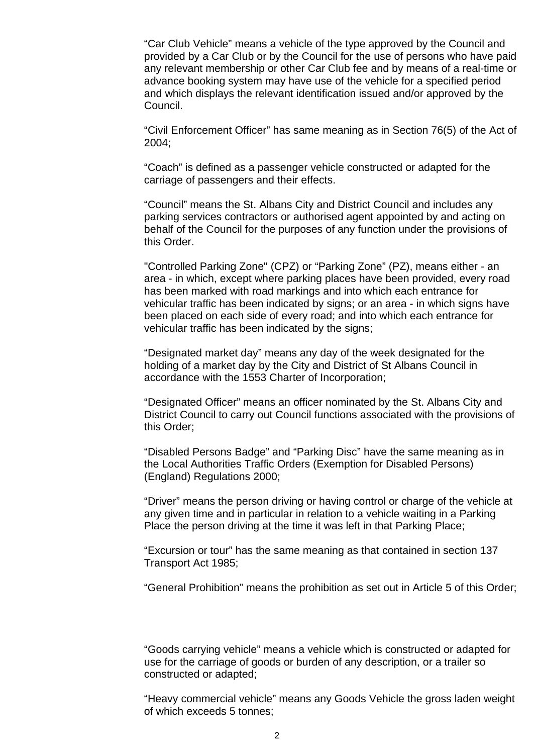“Car Club Vehicle” means a vehicle of the type approved by the Council and provided by a Car Club or by the Council for the use of persons who have paid any relevant membership or other Car Club fee and by means of a real-time or advance booking system may have use of the vehicle for a specified period and which displays the relevant identification issued and/or approved by the Council.

“Civil Enforcement Officer” has same meaning as in Section 76(5) of the Act of 2004;

“Coach” is defined as a passenger vehicle constructed or adapted for the carriage of passengers and their effects.

“Council” means the St. Albans City and District Council and includes any parking services contractors or authorised agent appointed by and acting on behalf of the Council for the purposes of any function under the provisions of this Order.

"Controlled Parking Zone" (CPZ) or “Parking Zone” (PZ), means either - an area - in which, except where parking places have been provided, every road has been marked with road markings and into which each entrance for vehicular traffic has been indicated by signs; or an area - in which signs have been placed on each side of every road; and into which each entrance for vehicular traffic has been indicated by the signs;

“Designated market day” means any day of the week designated for the holding of a market day by the City and District of St Albans Council in accordance with the 1553 Charter of Incorporation;

“Designated Officer” means an officer nominated by the St. Albans City and District Council to carry out Council functions associated with the provisions of this Order;

“Disabled Persons Badge” and “Parking Disc” have the same meaning as in the Local Authorities Traffic Orders (Exemption for Disabled Persons) (England) Regulations 2000;

“Driver” means the person driving or having control or charge of the vehicle at any given time and in particular in relation to a vehicle waiting in a Parking Place the person driving at the time it was left in that Parking Place;

“Excursion or tour” has the same meaning as that contained in section 137 Transport Act 1985;

“General Prohibition” means the prohibition as set out in Article 5 of this Order;

“Goods carrying vehicle” means a vehicle which is constructed or adapted for use for the carriage of goods or burden of any description, or a trailer so constructed or adapted;

“Heavy commercial vehicle” means any Goods Vehicle the gross laden weight of which exceeds 5 tonnes;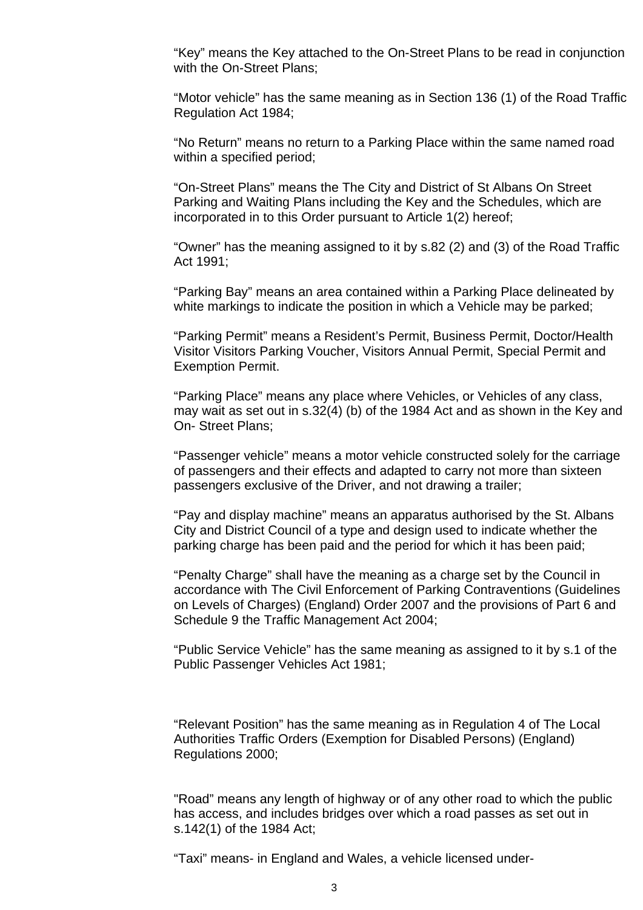“Key” means the Key attached to the On-Street Plans to be read in conjunction with the On-Street Plans;

“Motor vehicle” has the same meaning as in Section 136 (1) of the Road Traffic Regulation Act 1984;

“No Return” means no return to a Parking Place within the same named road within a specified period;

“On-Street Plans” means the The City and District of St Albans On Street Parking and Waiting Plans including the Key and the Schedules, which are incorporated in to this Order pursuant to Article 1(2) hereof;

“Owner” has the meaning assigned to it by s.82 (2) and (3) of the Road Traffic Act 1991;

“Parking Bay” means an area contained within a Parking Place delineated by white markings to indicate the position in which a Vehicle may be parked;

“Parking Permit” means a Resident’s Permit, Business Permit, Doctor/Health Visitor Visitors Parking Voucher, Visitors Annual Permit, Special Permit and Exemption Permit.

“Parking Place” means any place where Vehicles, or Vehicles of any class, may wait as set out in s.32(4) (b) of the 1984 Act and as shown in the Key and On- Street Plans;

“Passenger vehicle” means a motor vehicle constructed solely for the carriage of passengers and their effects and adapted to carry not more than sixteen passengers exclusive of the Driver, and not drawing a trailer;

“Pay and display machine” means an apparatus authorised by the St. Albans City and District Council of a type and design used to indicate whether the parking charge has been paid and the period for which it has been paid;

“Penalty Charge” shall have the meaning as a charge set by the Council in accordance with The Civil Enforcement of Parking Contraventions (Guidelines on Levels of Charges) (England) Order 2007 and the provisions of Part 6 and Schedule 9 the Traffic Management Act 2004;

“Public Service Vehicle” has the same meaning as assigned to it by s.1 of the Public Passenger Vehicles Act 1981;

“Relevant Position” has the same meaning as in Regulation 4 of The Local Authorities Traffic Orders (Exemption for Disabled Persons) (England) Regulations 2000;

"Road” means any length of highway or of any other road to which the public has access, and includes bridges over which a road passes as set out in s.142(1) of the 1984 Act;

“Taxi” means- in England and Wales, a vehicle licensed under-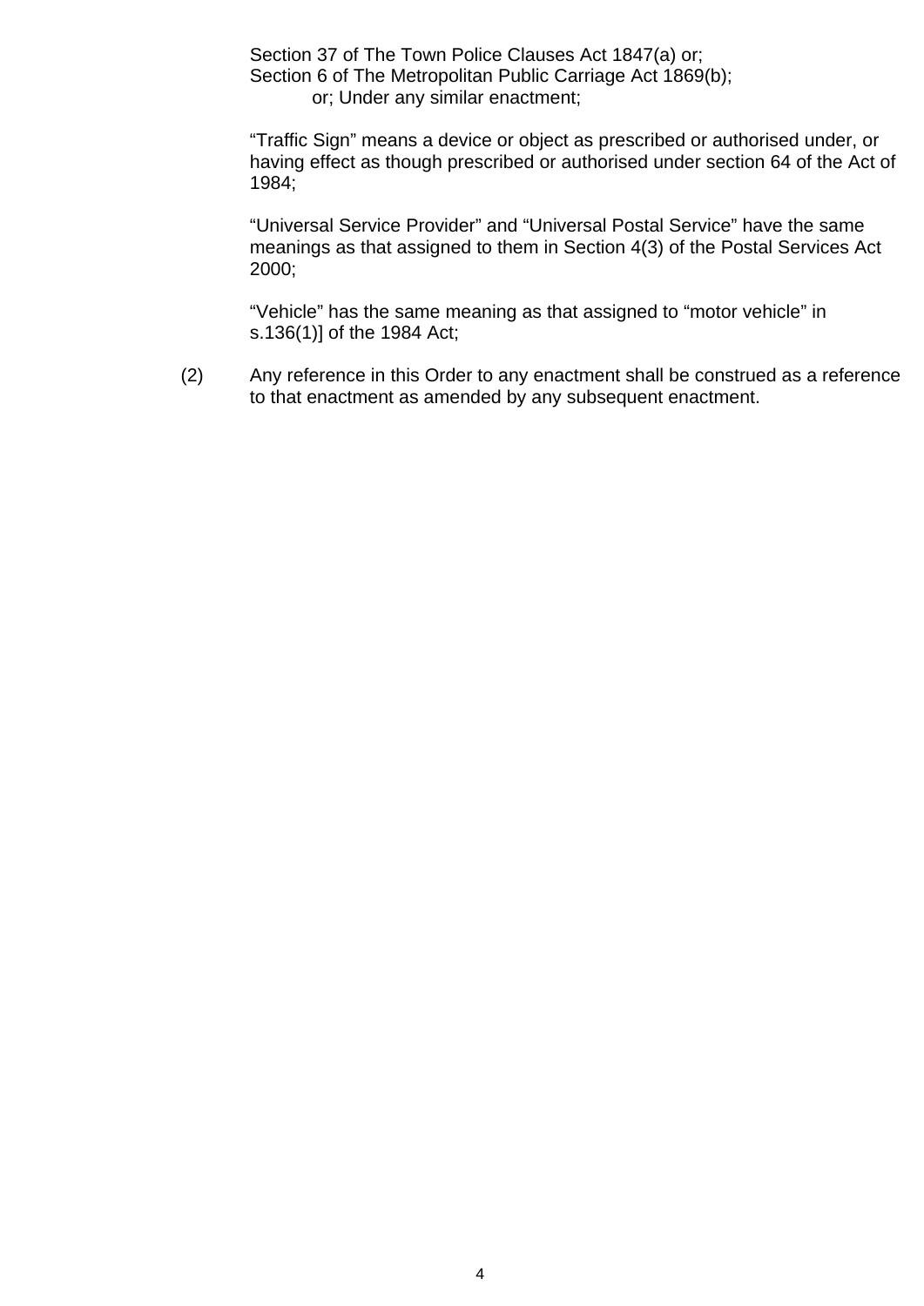Section 37 of The Town Police Clauses Act 1847(a) or;
Section 6 of The Metropolitan Public Carriage Act 1869(b);
or; Under any similar enactment;

“Traffic Sign” means a device or object as prescribed or authorised under, or having effect as though prescribed or authorised under section 64 of the Act of 1984;

“Universal Service Provider” and “Universal Postal Service” have the same meanings as that assigned to them in Section 4(3) of the Postal Services Act 2000;

“Vehicle” has the same meaning as that assigned to “motor vehicle” in s.136(1)] of the 1984 Act;

(2) Any reference in this Order to any enactment shall be construed as a reference to that enactment as amended by any subsequent enactment.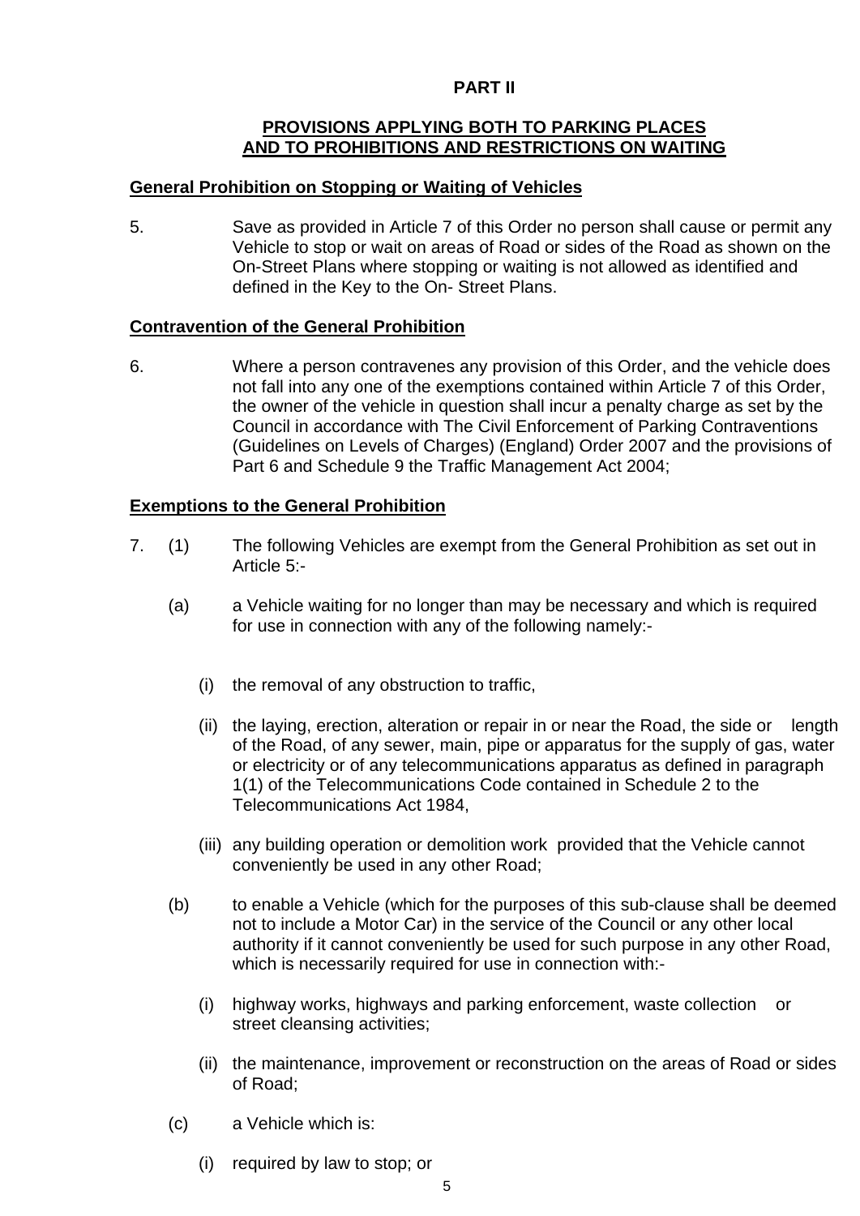# PART II

## PROVISIONS APPLYING BOTH TO PARKING PLACES AND TO PROHIBITIONS AND RESTRICTIONS ON WAITING

### General Prohibition on Stopping or Waiting of Vehicles

5. Save as provided in Article 7 of this Order no person shall cause or permit any Vehicle to stop or wait on areas of Road or sides of the Road as shown on the On-Street Plans where stopping or waiting is not allowed as identified and defined in the Key to the On- Street Plans.

### Contravention of the General Prohibition

6. Where a person contravenes any provision of this Order, and the vehicle does not fall into any one of the exemptions contained within Article 7 of this Order, the owner of the vehicle in question shall incur a penalty charge as set by the Council in accordance with The Civil Enforcement of Parking Contraventions (Guidelines on Levels of Charges) (England) Order 2007 and the provisions of Part 6 and Schedule 9 the Traffic Management Act 2004;

### Exemptions to the General Prohibition

7. (1) The following Vehicles are exempt from the General Prohibition as set out in Article 5:-

   (a) a Vehicle waiting for no longer than may be necessary and which is required for use in connection with any of the following namely:-

      (i) the removal of any obstruction to traffic,

      (ii) the laying, erection, alteration or repair in or near the Road, the side or length of the Road, of any sewer, main, pipe or apparatus for the supply of gas, water or electricity or of any telecommunications apparatus as defined in paragraph 1(1) of the Telecommunications Code contained in Schedule 2 to the Telecommunications Act 1984,

      (iii) any building operation or demolition work provided that the Vehicle cannot conveniently be used in any other Road;

   (b) to enable a Vehicle (which for the purposes of this sub-clause shall be deemed not to include a Motor Car) in the service of the Council or any other local authority if it cannot conveniently be used for such purpose in any other Road, which is necessarily required for use in connection with:-

      (i) highway works, highways and parking enforcement, waste collection or street cleansing activities;

      (ii) the maintenance, improvement or reconstruction on the areas of Road or sides of Road;

   (c) a Vehicle which is:

      (i) required by law to stop; or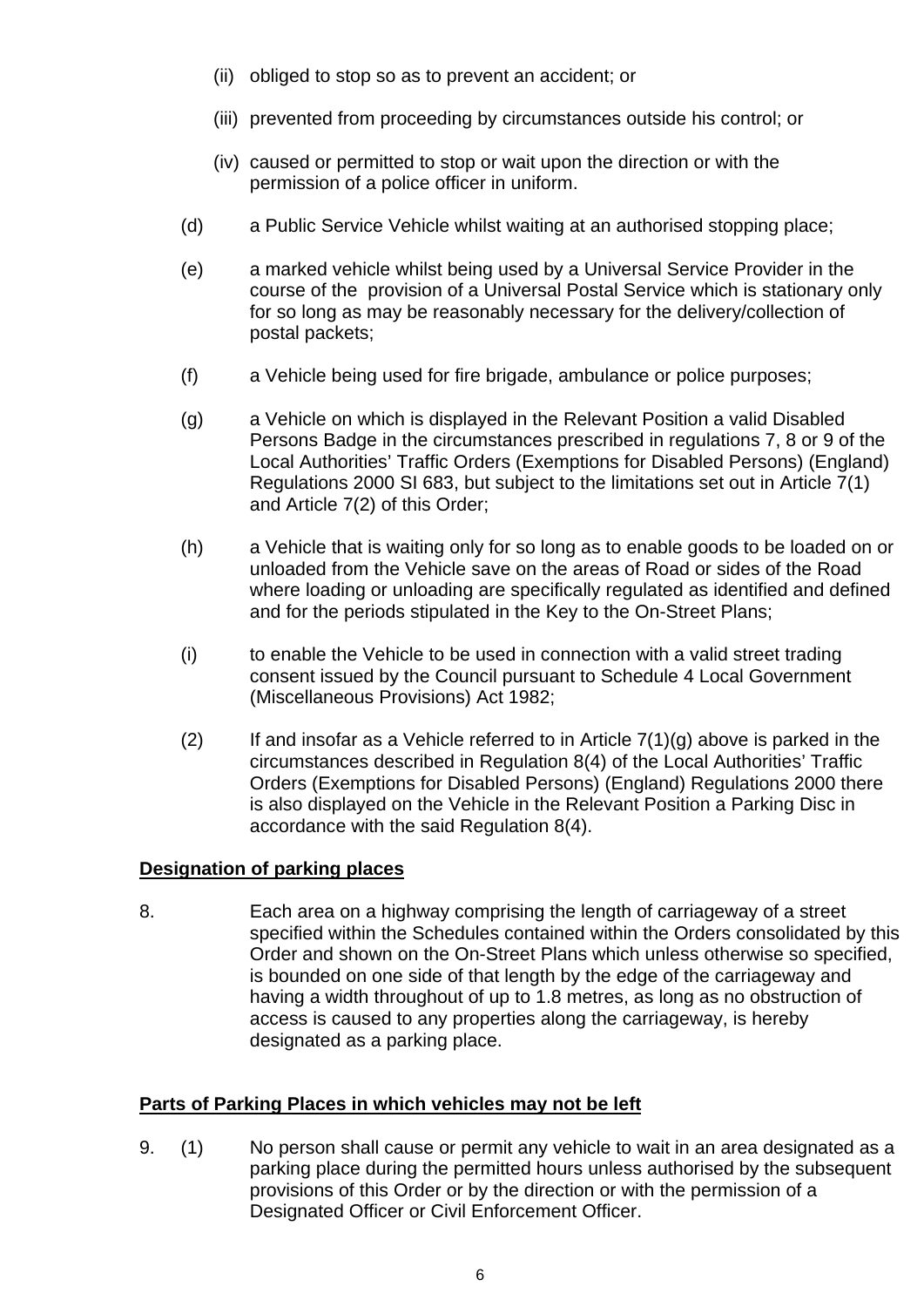(ii) obliged to stop so as to prevent an accident; or

(iii) prevented from proceeding by circumstances outside his control; or

(iv) caused or permitted to stop or wait upon the direction or with the permission of a police officer in uniform.

(d) a Public Service Vehicle whilst waiting at an authorised stopping place;

(e) a marked vehicle whilst being used by a Universal Service Provider in the course of the provision of a Universal Postal Service which is stationary only for so long as may be reasonably necessary for the delivery/collection of postal packets;

(f) a Vehicle being used for fire brigade, ambulance or police purposes;

(g) a Vehicle on which is displayed in the Relevant Position a valid Disabled Persons Badge in the circumstances prescribed in regulations 7, 8 or 9 of the Local Authorities' Traffic Orders (Exemptions for Disabled Persons) (England) Regulations 2000 SI 683, but subject to the limitations set out in Article 7(1) and Article 7(2) of this Order;

(h) a Vehicle that is waiting only for so long as to enable goods to be loaded on or unloaded from the Vehicle save on the areas of Road or sides of the Road where loading or unloading are specifically regulated as identified and defined and for the periods stipulated in the Key to the On-Street Plans;

(i) to enable the Vehicle to be used in connection with a valid street trading consent issued by the Council pursuant to Schedule 4 Local Government (Miscellaneous Provisions) Act 1982;

(2) If and insofar as a Vehicle referred to in Article 7(1)(g) above is parked in the circumstances described in Regulation 8(4) of the Local Authorities' Traffic Orders (Exemptions for Disabled Persons) (England) Regulations 2000 there is also displayed on the Vehicle in the Relevant Position a Parking Disc in accordance with the said Regulation 8(4).

**Designation of parking places**

8. Each area on a highway comprising the length of carriageway of a street specified within the Schedules contained within the Orders consolidated by this Order and shown on the On-Street Plans which unless otherwise so specified, is bounded on one side of that length by the edge of the carriageway and having a width throughout of up to 1.8 metres, as long as no obstruction of access is caused to any properties along the carriageway, is hereby designated as a parking place.

**Parts of Parking Places in which vehicles may not be left**

9. (1) No person shall cause or permit any vehicle to wait in an area designated as a parking place during the permitted hours unless authorised by the subsequent provisions of this Order or by the direction or with the permission of a Designated Officer or Civil Enforcement Officer.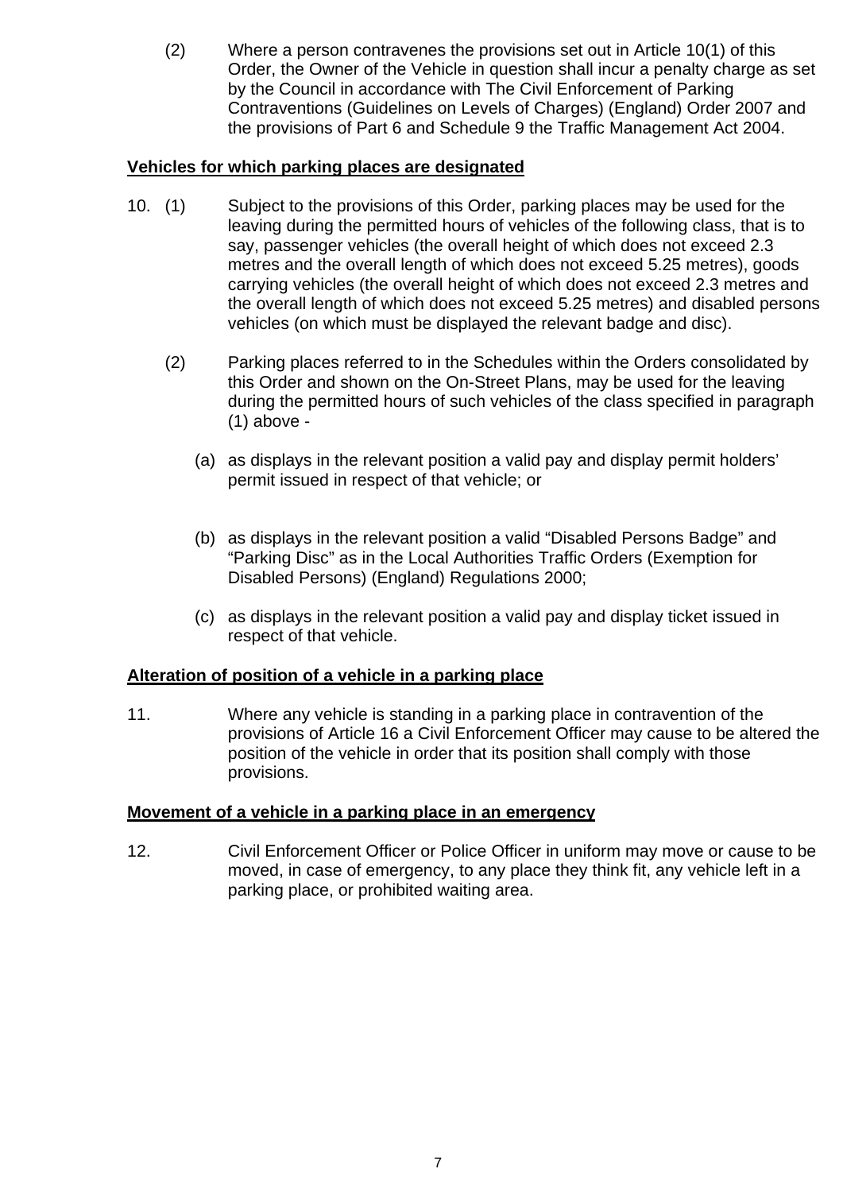(2) Where a person contravenes the provisions set out in Article 10(1) of this Order, the Owner of the Vehicle in question shall incur a penalty charge as set by the Council in accordance with The Civil Enforcement of Parking Contraventions (Guidelines on Levels of Charges) (England) Order 2007 and the provisions of Part 6 and Schedule 9 the Traffic Management Act 2004.

**Vehicles for which parking places are designated**

10. (1) Subject to the provisions of this Order, parking places may be used for the leaving during the permitted hours of vehicles of the following class, that is to say, passenger vehicles (the overall height of which does not exceed 2.3 metres and the overall length of which does not exceed 5.25 metres), goods carrying vehicles (the overall height of which does not exceed 2.3 metres and the overall length of which does not exceed 5.25 metres) and disabled persons vehicles (on which must be displayed the relevant badge and disc).

(2) Parking places referred to in the Schedules within the Orders consolidated by this Order and shown on the On-Street Plans, may be used for the leaving during the permitted hours of such vehicles of the class specified in paragraph (1) above -

(a) as displays in the relevant position a valid pay and display permit holders' permit issued in respect of that vehicle; or

(b) as displays in the relevant position a valid "Disabled Persons Badge" and "Parking Disc" as in the Local Authorities Traffic Orders (Exemption for Disabled Persons) (England) Regulations 2000;

(c) as displays in the relevant position a valid pay and display ticket issued in respect of that vehicle.

**Alteration of position of a vehicle in a parking place**

11. Where any vehicle is standing in a parking place in contravention of the provisions of Article 16 a Civil Enforcement Officer may cause to be altered the position of the vehicle in order that its position shall comply with those provisions.

**Movement of a vehicle in a parking place in an emergency**

12. Civil Enforcement Officer or Police Officer in uniform may move or cause to be moved, in case of emergency, to any place they think fit, any vehicle left in a parking place, or prohibited waiting area.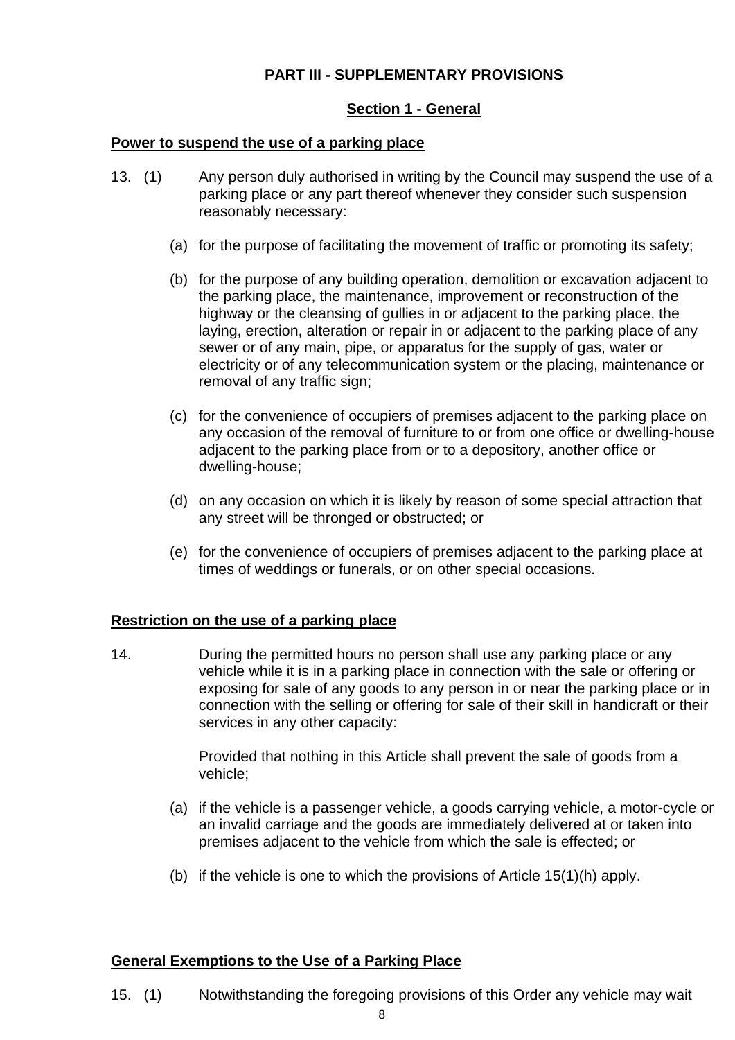## PART III - SUPPLEMENTARY PROVISIONS

### Section 1 - General

**Power to suspend the use of a parking place**

13. (1) Any person duly authorised in writing by the Council may suspend the use of a parking place or any part thereof whenever they consider such suspension reasonably necessary:

   (a) for the purpose of facilitating the movement of traffic or promoting its safety;

   (b) for the purpose of any building operation, demolition or excavation adjacent to the parking place, the maintenance, improvement or reconstruction of the highway or the cleansing of gullies in or adjacent to the parking place, the laying, erection, alteration or repair in or adjacent to the parking place of any sewer or of any main, pipe, or apparatus for the supply of gas, water or electricity or of any telecommunication system or the placing, maintenance or removal of any traffic sign;

   (c) for the convenience of occupiers of premises adjacent to the parking place on any occasion of the removal of furniture to or from one office or dwelling-house adjacent to the parking place from or to a depository, another office or dwelling-house;

   (d) on any occasion on which it is likely by reason of some special attraction that any street will be thronged or obstructed; or

   (e) for the convenience of occupiers of premises adjacent to the parking place at times of weddings or funerals, or on other special occasions.

**Restriction on the use of a parking place**

14. During the permitted hours no person shall use any parking place or any vehicle while it is in a parking place in connection with the sale or offering or exposing for sale of any goods to any person in or near the parking place or in connection with the selling or offering for sale of their skill in handicraft or their services in any other capacity:

   Provided that nothing in this Article shall prevent the sale of goods from a vehicle;

   (a) if the vehicle is a passenger vehicle, a goods carrying vehicle, a motor-cycle or an invalid carriage and the goods are immediately delivered at or taken into premises adjacent to the vehicle from which the sale is effected; or

   (b) if the vehicle is one to which the provisions of Article 15(1)(h) apply.

**General Exemptions to the Use of a Parking Place**

15. (1) Notwithstanding the foregoing provisions of this Order any vehicle may wait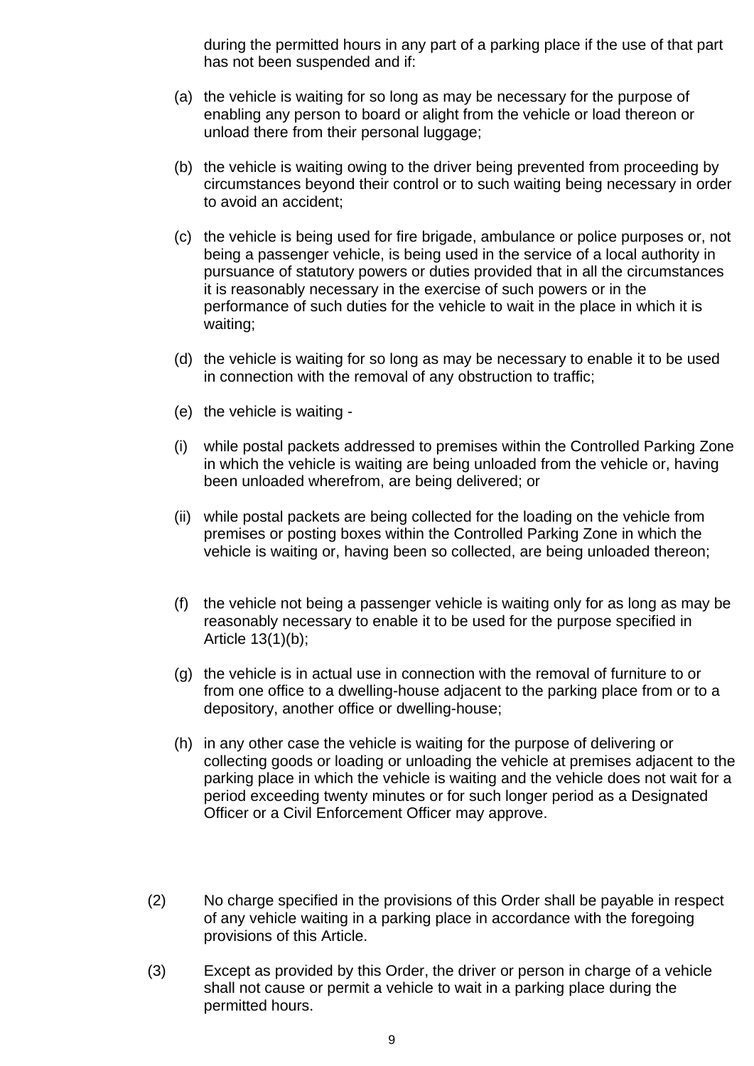during the permitted hours in any part of a parking place if the use of that part has not been suspended and if:

(a) the vehicle is waiting for so long as may be necessary for the purpose of enabling any person to board or alight from the vehicle or load thereon or unload there from their personal luggage;

(b) the vehicle is waiting owing to the driver being prevented from proceeding by circumstances beyond their control or to such waiting being necessary in order to avoid an accident;

(c) the vehicle is being used for fire brigade, ambulance or police purposes or, not being a passenger vehicle, is being used in the service of a local authority in pursuance of statutory powers or duties provided that in all the circumstances it is reasonably necessary in the exercise of such powers or in the performance of such duties for the vehicle to wait in the place in which it is waiting;

(d) the vehicle is waiting for so long as may be necessary to enable it to be used in connection with the removal of any obstruction to traffic;

(e) the vehicle is waiting -

(i) while postal packets addressed to premises within the Controlled Parking Zone in which the vehicle is waiting are being unloaded from the vehicle or, having been unloaded wherefrom, are being delivered; or

(ii) while postal packets are being collected for the loading on the vehicle from premises or posting boxes within the Controlled Parking Zone in which the vehicle is waiting or, having been so collected, are being unloaded thereon;

(f) the vehicle not being a passenger vehicle is waiting only for as long as may be reasonably necessary to enable it to be used for the purpose specified in Article 13(1)(b);

(g) the vehicle is in actual use in connection with the removal of furniture to or from one office to a dwelling-house adjacent to the parking place from or to a depository, another office or dwelling-house;

(h) in any other case the vehicle is waiting for the purpose of delivering or collecting goods or loading or unloading the vehicle at premises adjacent to the parking place in which the vehicle is waiting and the vehicle does not wait for a period exceeding twenty minutes or for such longer period as a Designated Officer or a Civil Enforcement Officer may approve.

(2) No charge specified in the provisions of this Order shall be payable in respect of any vehicle waiting in a parking place in accordance with the foregoing provisions of this Article.

(3) Except as provided by this Order, the driver or person in charge of a vehicle shall not cause or permit a vehicle to wait in a parking place during the permitted hours.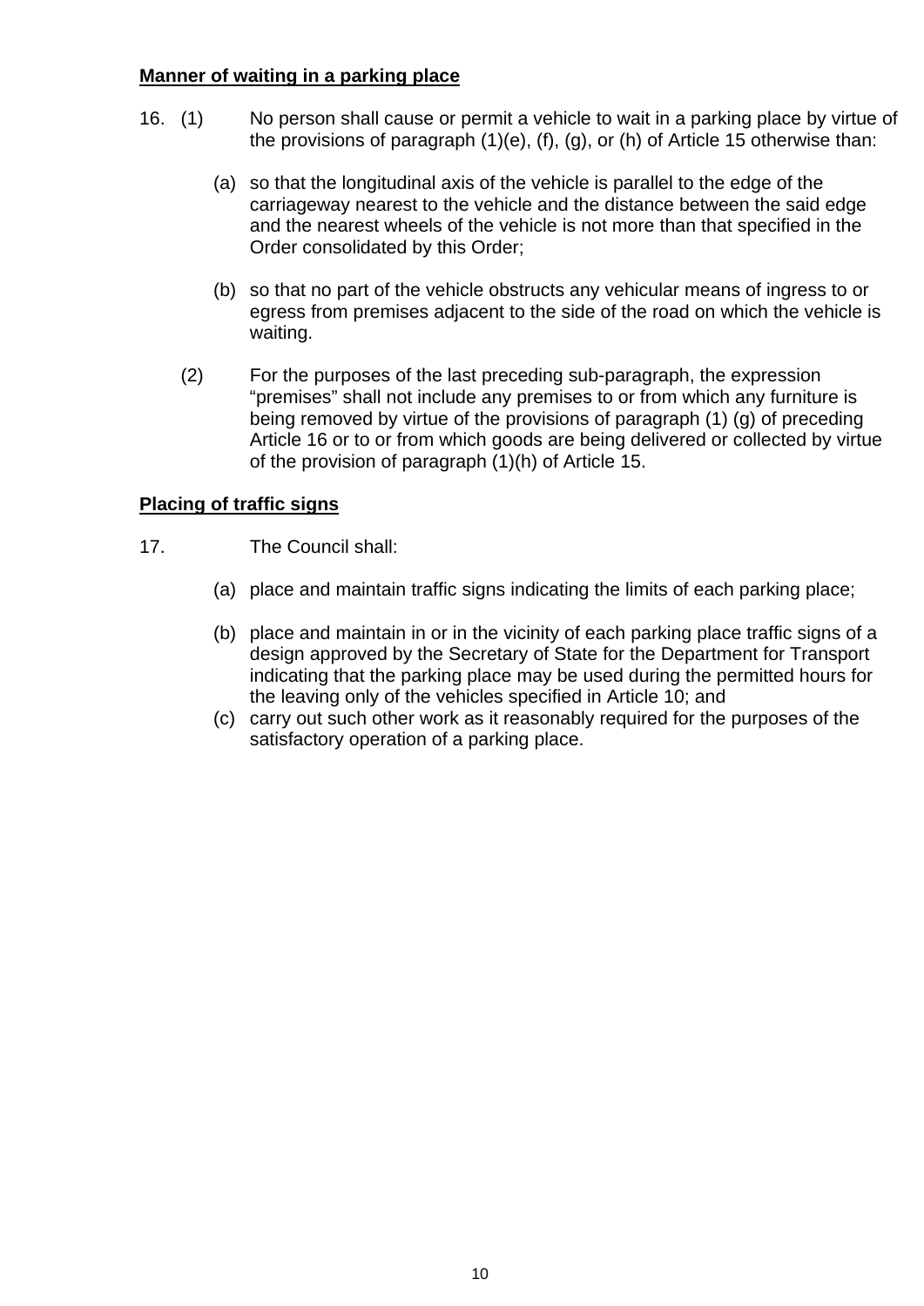**Manner of waiting in a parking place**

16. (1) No person shall cause or permit a vehicle to wait in a parking place by virtue of the provisions of paragraph (1)(e), (f), (g), or (h) of Article 15 otherwise than:

   (a) so that the longitudinal axis of the vehicle is parallel to the edge of the carriageway nearest to the vehicle and the distance between the said edge and the nearest wheels of the vehicle is not more than that specified in the Order consolidated by this Order;

   (b) so that no part of the vehicle obstructs any vehicular means of ingress to or egress from premises adjacent to the side of the road on which the vehicle is waiting.

(2) For the purposes of the last preceding sub-paragraph, the expression "premises" shall not include any premises to or from which any furniture is being removed by virtue of the provisions of paragraph (1) (g) of preceding Article 16 or to or from which goods are being delivered or collected by virtue of the provision of paragraph (1)(h) of Article 15.

**Placing of traffic signs**

17. The Council shall:

   (a) place and maintain traffic signs indicating the limits of each parking place;

   (b) place and maintain in or in the vicinity of each parking place traffic signs of a design approved by the Secretary of State for the Department for Transport indicating that the parking place may be used during the permitted hours for the leaving only of the vehicles specified in Article 10; and
   (c) carry out such other work as it reasonably required for the purposes of the satisfactory operation of a parking place.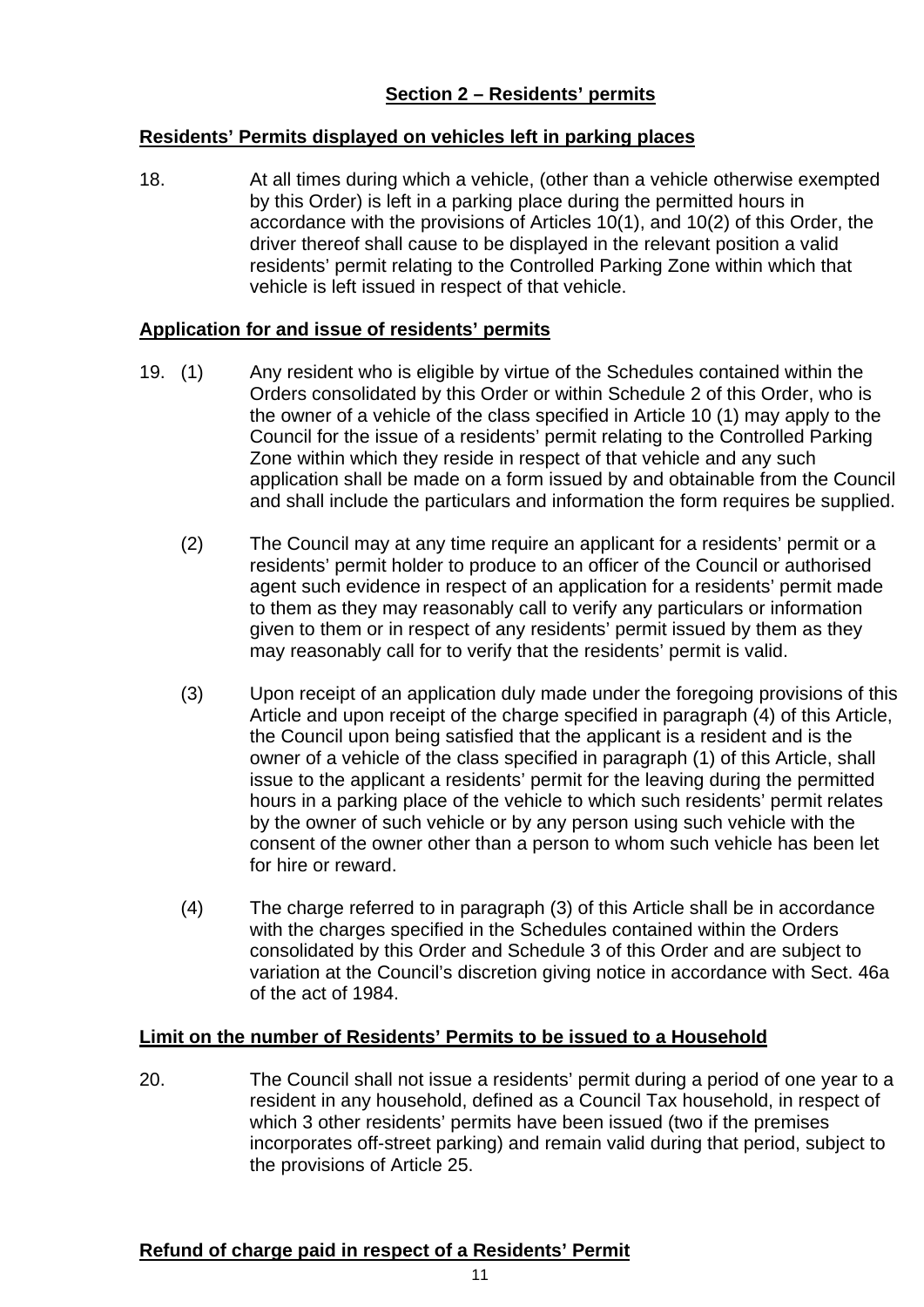## Section 2 – Residents' permits

**Residents' Permits displayed on vehicles left in parking places**

18. At all times during which a vehicle, (other than a vehicle otherwise exempted by this Order) is left in a parking place during the permitted hours in accordance with the provisions of Articles 10(1), and 10(2) of this Order, the driver thereof shall cause to be displayed in the relevant position a valid residents' permit relating to the Controlled Parking Zone within which that vehicle is left issued in respect of that vehicle.

**Application for and issue of residents' permits**

19. (1) Any resident who is eligible by virtue of the Schedules contained within the Orders consolidated by this Order or within Schedule 2 of this Order, who is the owner of a vehicle of the class specified in Article 10 (1) may apply to the Council for the issue of a residents' permit relating to the Controlled Parking Zone within which they reside in respect of that vehicle and any such application shall be made on a form issued by and obtainable from the Council and shall include the particulars and information the form requires be supplied.

(2) The Council may at any time require an applicant for a residents' permit or a residents' permit holder to produce to an officer of the Council or authorised agent such evidence in respect of an application for a residents' permit made to them as they may reasonably call to verify any particulars or information given to them or in respect of any residents' permit issued by them as they may reasonably call for to verify that the residents' permit is valid.

(3) Upon receipt of an application duly made under the foregoing provisions of this Article and upon receipt of the charge specified in paragraph (4) of this Article, the Council upon being satisfied that the applicant is a resident and is the owner of a vehicle of the class specified in paragraph (1) of this Article, shall issue to the applicant a residents' permit for the leaving during the permitted hours in a parking place of the vehicle to which such residents' permit relates by the owner of such vehicle or by any person using such vehicle with the consent of the owner other than a person to whom such vehicle has been let for hire or reward.

(4) The charge referred to in paragraph (3) of this Article shall be in accordance with the charges specified in the Schedules contained within the Orders consolidated by this Order and Schedule 3 of this Order and are subject to variation at the Council's discretion giving notice in accordance with Sect. 46a of the act of 1984.

**Limit on the number of Residents' Permits to be issued to a Household**

20. The Council shall not issue a residents' permit during a period of one year to a resident in any household, defined as a Council Tax household, in respect of which 3 other residents' permits have been issued (two if the premises incorporates off-street parking) and remain valid during that period, subject to the provisions of Article 25.

**Refund of charge paid in respect of a Residents' Permit**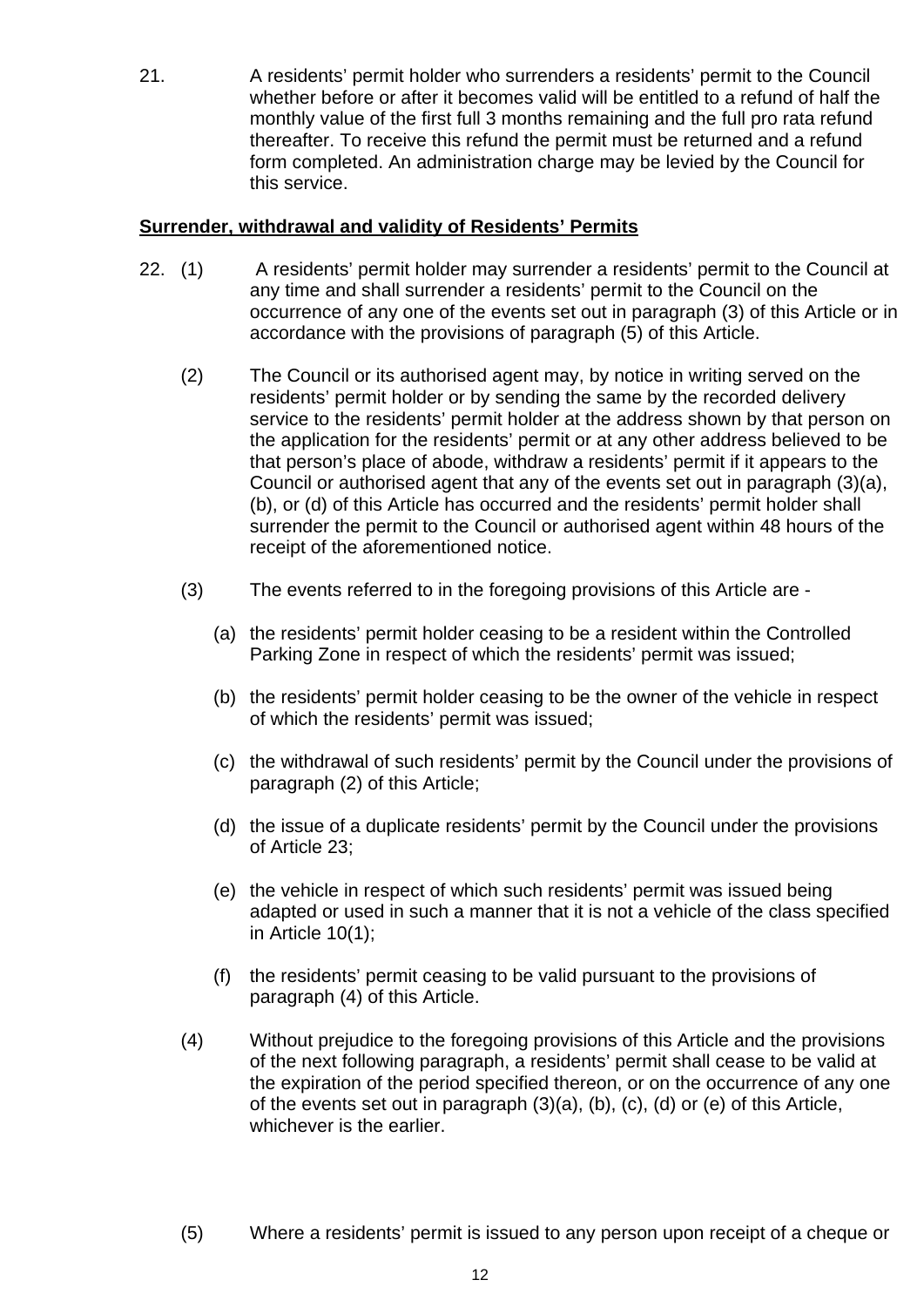21. A residents' permit holder who surrenders a residents' permit to the Council whether before or after it becomes valid will be entitled to a refund of half the monthly value of the first full 3 months remaining and the full pro rata refund thereafter. To receive this refund the permit must be returned and a refund form completed. An administration charge may be levied by the Council for this service.

**Surrender, withdrawal and validity of Residents' Permits**

22. (1) A residents' permit holder may surrender a residents' permit to the Council at any time and shall surrender a residents' permit to the Council on the occurrence of any one of the events set out in paragraph (3) of this Article or in accordance with the provisions of paragraph (5) of this Article.

(2) The Council or its authorised agent may, by notice in writing served on the residents' permit holder or by sending the same by the recorded delivery service to the residents' permit holder at the address shown by that person on the application for the residents' permit or at any other address believed to be that person's place of abode, withdraw a residents' permit if it appears to the Council or authorised agent that any of the events set out in paragraph (3)(a), (b), or (d) of this Article has occurred and the residents' permit holder shall surrender the permit to the Council or authorised agent within 48 hours of the receipt of the aforementioned notice.

(3) The events referred to in the foregoing provisions of this Article are -

(a) the residents' permit holder ceasing to be a resident within the Controlled Parking Zone in respect of which the residents' permit was issued;

(b) the residents' permit holder ceasing to be the owner of the vehicle in respect of which the residents' permit was issued;

(c) the withdrawal of such residents' permit by the Council under the provisions of paragraph (2) of this Article;

(d) the issue of a duplicate residents' permit by the Council under the provisions of Article 23;

(e) the vehicle in respect of which such residents' permit was issued being adapted or used in such a manner that it is not a vehicle of the class specified in Article 10(1);

(f) the residents' permit ceasing to be valid pursuant to the provisions of paragraph (4) of this Article.

(4) Without prejudice to the foregoing provisions of this Article and the provisions of the next following paragraph, a residents' permit shall cease to be valid at the expiration of the period specified thereon, or on the occurrence of any one of the events set out in paragraph (3)(a), (b), (c), (d) or (e) of this Article, whichever is the earlier.

(5) Where a residents' permit is issued to any person upon receipt of a cheque or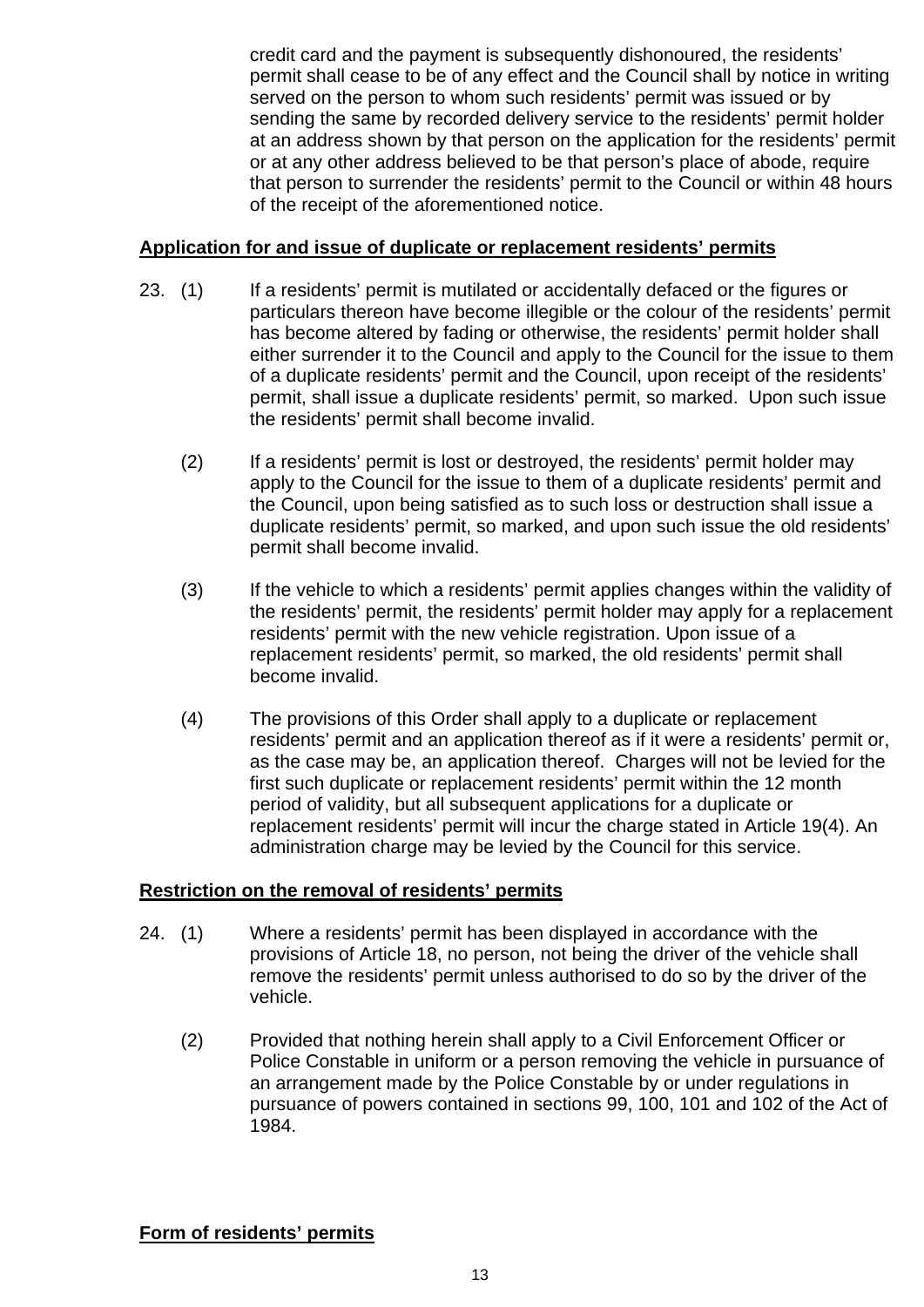credit card and the payment is subsequently dishonoured, the residents' permit shall cease to be of any effect and the Council shall by notice in writing served on the person to whom such residents' permit was issued or by sending the same by recorded delivery service to the residents' permit holder at an address shown by that person on the application for the residents' permit or at any other address believed to be that person's place of abode, require that person to surrender the residents' permit to the Council or within 48 hours of the receipt of the aforementioned notice.

**Application for and issue of duplicate or replacement residents' permits**

23. (1) If a residents' permit is mutilated or accidentally defaced or the figures or particulars thereon have become illegible or the colour of the residents' permit has become altered by fading or otherwise, the residents' permit holder shall either surrender it to the Council and apply to the Council for the issue to them of a duplicate residents' permit and the Council, upon receipt of the residents' permit, shall issue a duplicate residents' permit, so marked. Upon such issue the residents' permit shall become invalid.

(2) If a residents' permit is lost or destroyed, the residents' permit holder may apply to the Council for the issue to them of a duplicate residents' permit and the Council, upon being satisfied as to such loss or destruction shall issue a duplicate residents' permit, so marked, and upon such issue the old residents' permit shall become invalid.

(3) If the vehicle to which a residents' permit applies changes within the validity of the residents' permit, the residents' permit holder may apply for a replacement residents' permit with the new vehicle registration. Upon issue of a replacement residents' permit, so marked, the old residents' permit shall become invalid.

(4) The provisions of this Order shall apply to a duplicate or replacement residents' permit and an application thereof as if it were a residents' permit or, as the case may be, an application thereof. Charges will not be levied for the first such duplicate or replacement residents' permit within the 12 month period of validity, but all subsequent applications for a duplicate or replacement residents' permit will incur the charge stated in Article 19(4). An administration charge may be levied by the Council for this service.

**Restriction on the removal of residents' permits**

24. (1) Where a residents' permit has been displayed in accordance with the provisions of Article 18, no person, not being the driver of the vehicle shall remove the residents' permit unless authorised to do so by the driver of the vehicle.

(2) Provided that nothing herein shall apply to a Civil Enforcement Officer or Police Constable in uniform or a person removing the vehicle in pursuance of an arrangement made by the Police Constable by or under regulations in pursuance of powers contained in sections 99, 100, 101 and 102 of the Act of 1984.

**Form of residents' permits**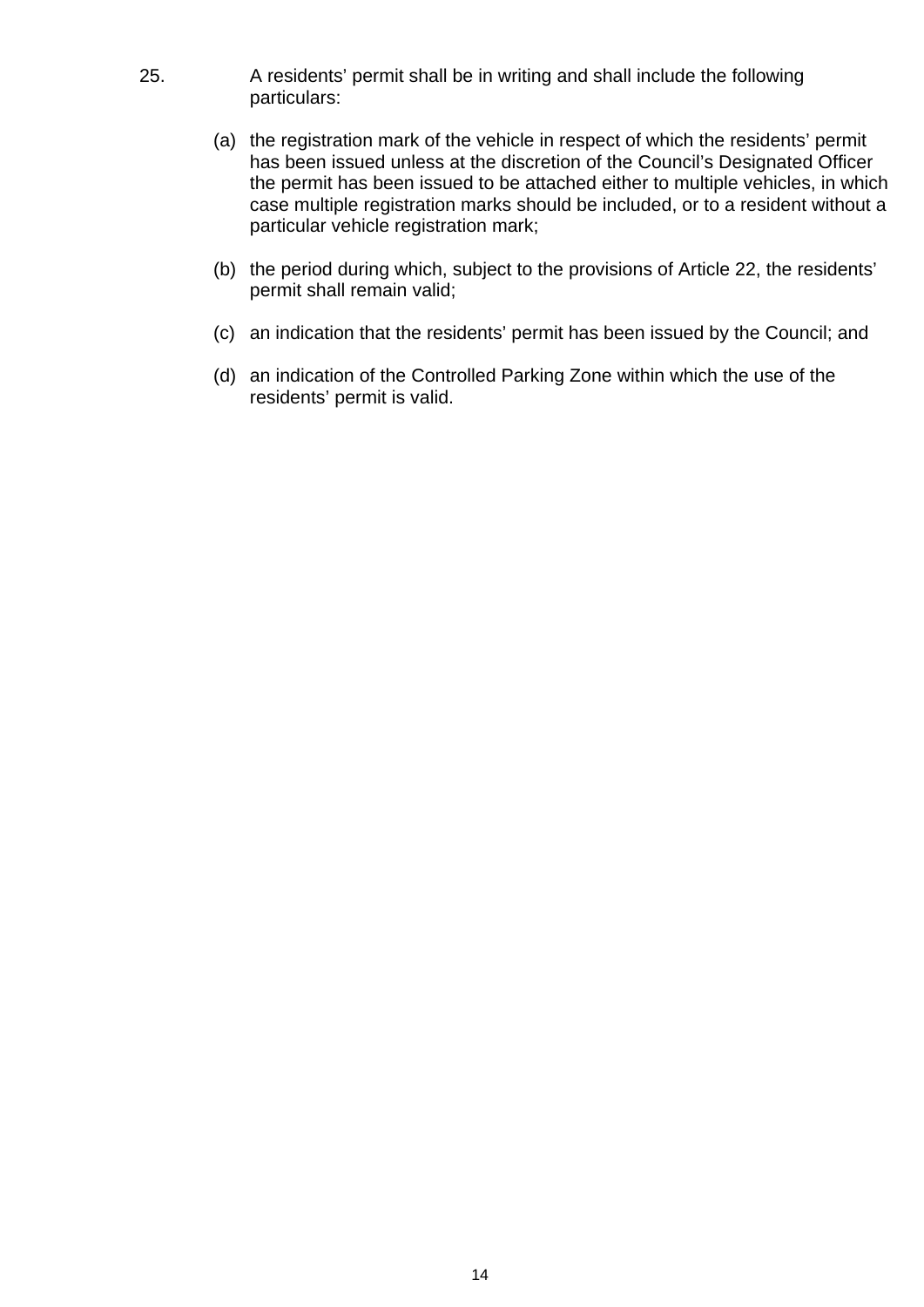25. A residents' permit shall be in writing and shall include the following particulars:

(a) the registration mark of the vehicle in respect of which the residents' permit has been issued unless at the discretion of the Council's Designated Officer the permit has been issued to be attached either to multiple vehicles, in which case multiple registration marks should be included, or to a resident without a particular vehicle registration mark;

(b) the period during which, subject to the provisions of Article 22, the residents' permit shall remain valid;

(c) an indication that the residents' permit has been issued by the Council; and

(d) an indication of the Controlled Parking Zone within which the use of the residents' permit is valid.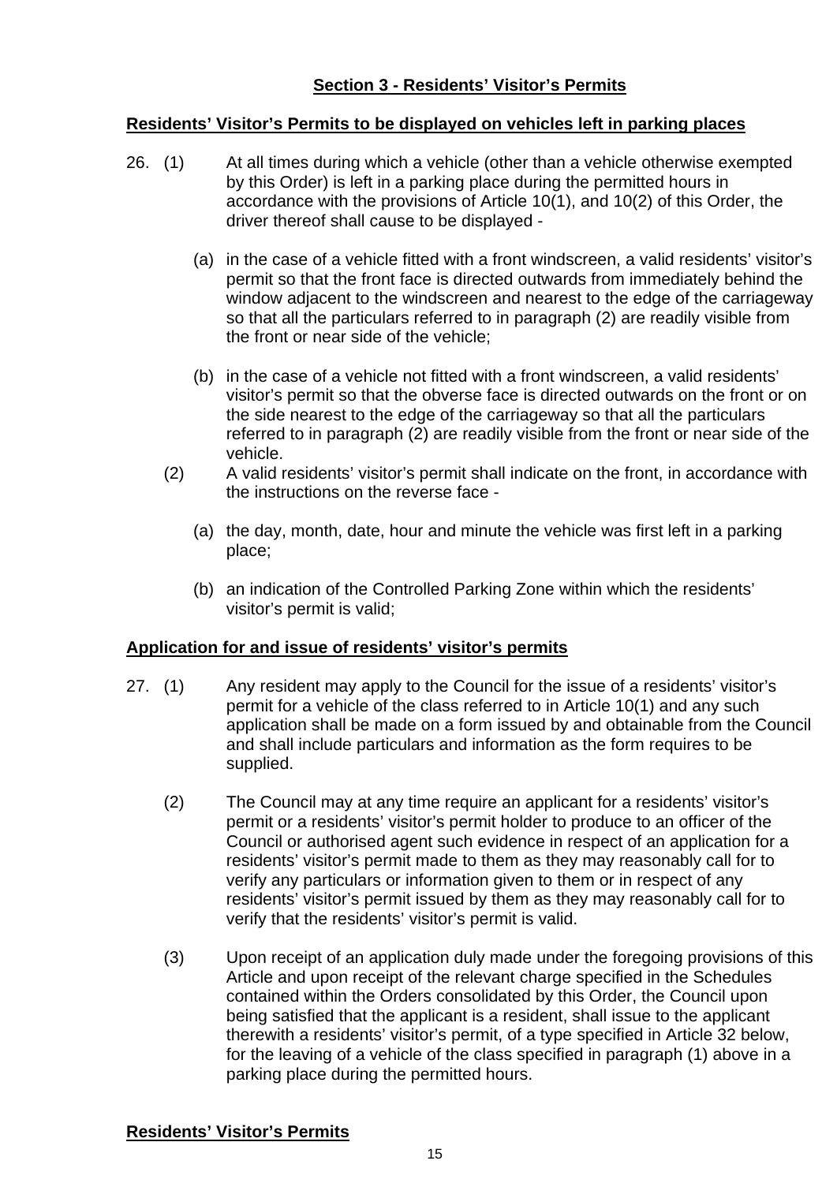## Section 3 - Residents' Visitor's Permits

### Residents' Visitor's Permits to be displayed on vehicles left in parking places

26. (1) At all times during which a vehicle (other than a vehicle otherwise exempted by this Order) is left in a parking place during the permitted hours in accordance with the provisions of Article 10(1), and 10(2) of this Order, the driver thereof shall cause to be displayed -

    (a) in the case of a vehicle fitted with a front windscreen, a valid residents' visitor's permit so that the front face is directed outwards from immediately behind the window adjacent to the windscreen and nearest to the edge of the carriageway so that all the particulars referred to in paragraph (2) are readily visible from the front or near side of the vehicle;

    (b) in the case of a vehicle not fitted with a front windscreen, a valid residents' visitor's permit so that the obverse face is directed outwards on the front or on the side nearest to the edge of the carriageway so that all the particulars referred to in paragraph (2) are readily visible from the front or near side of the vehicle.

    (2) A valid residents' visitor's permit shall indicate on the front, in accordance with the instructions on the reverse face -

    (a) the day, month, date, hour and minute the vehicle was first left in a parking place;

    (b) an indication of the Controlled Parking Zone within which the residents' visitor's permit is valid;

### Application for and issue of residents' visitor's permits

27. (1) Any resident may apply to the Council for the issue of a residents' visitor's permit for a vehicle of the class referred to in Article 10(1) and any such application shall be made on a form issued by and obtainable from the Council and shall include particulars and information as the form requires to be supplied.

    (2) The Council may at any time require an applicant for a residents' visitor's permit or a residents' visitor's permit holder to produce to an officer of the Council or authorised agent such evidence in respect of an application for a residents' visitor's permit made to them as they may reasonably call for to verify any particulars or information given to them or in respect of any residents' visitor's permit issued by them as they may reasonably call for to verify that the residents' visitor's permit is valid.

    (3) Upon receipt of an application duly made under the foregoing provisions of this Article and upon receipt of the relevant charge specified in the Schedules contained within the Orders consolidated by this Order, the Council upon being satisfied that the applicant is a resident, shall issue to the applicant therewith a residents' visitor's permit, of a type specified in Article 32 below, for the leaving of a vehicle of the class specified in paragraph (1) above in a parking place during the permitted hours.

### Residents' Visitor's Permits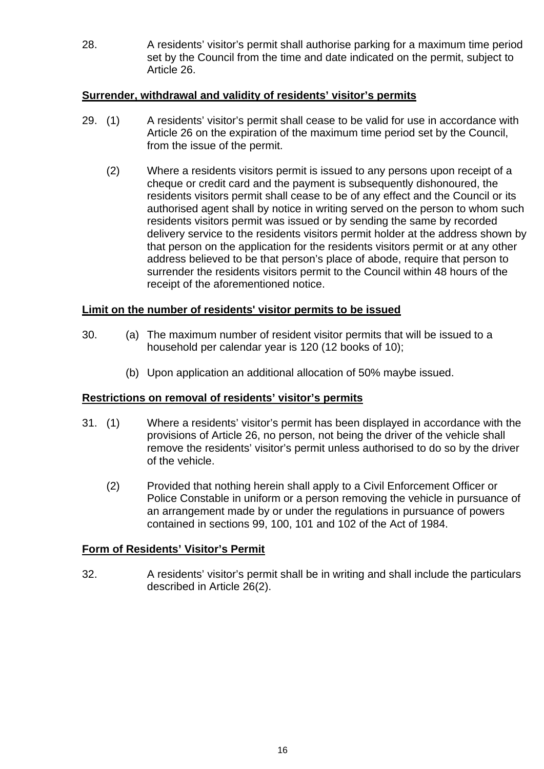28. A residents' visitor's permit shall authorise parking for a maximum time period set by the Council from the time and date indicated on the permit, subject to Article 26.

**Surrender, withdrawal and validity of residents' visitor's permits**

29. (1) A residents' visitor's permit shall cease to be valid for use in accordance with Article 26 on the expiration of the maximum time period set by the Council, from the issue of the permit.

(2) Where a residents visitors permit is issued to any persons upon receipt of a cheque or credit card and the payment is subsequently dishonoured, the residents visitors permit shall cease to be of any effect and the Council or its authorised agent shall by notice in writing served on the person to whom such residents visitors permit was issued or by sending the same by recorded delivery service to the residents visitors permit holder at the address shown by that person on the application for the residents visitors permit or at any other address believed to be that person's place of abode, require that person to surrender the residents visitors permit to the Council within 48 hours of the receipt of the aforementioned notice.

**Limit on the number of residents' visitor permits to be issued**

30. (a) The maximum number of resident visitor permits that will be issued to a household per calendar year is 120 (12 books of 10);

(b) Upon application an additional allocation of 50% maybe issued.

**Restrictions on removal of residents' visitor's permits**

31. (1) Where a residents' visitor's permit has been displayed in accordance with the provisions of Article 26, no person, not being the driver of the vehicle shall remove the residents' visitor's permit unless authorised to do so by the driver of the vehicle.

(2) Provided that nothing herein shall apply to a Civil Enforcement Officer or Police Constable in uniform or a person removing the vehicle in pursuance of an arrangement made by or under the regulations in pursuance of powers contained in sections 99, 100, 101 and 102 of the Act of 1984.

**Form of Residents' Visitor's Permit**

32. A residents' visitor's permit shall be in writing and shall include the particulars described in Article 26(2).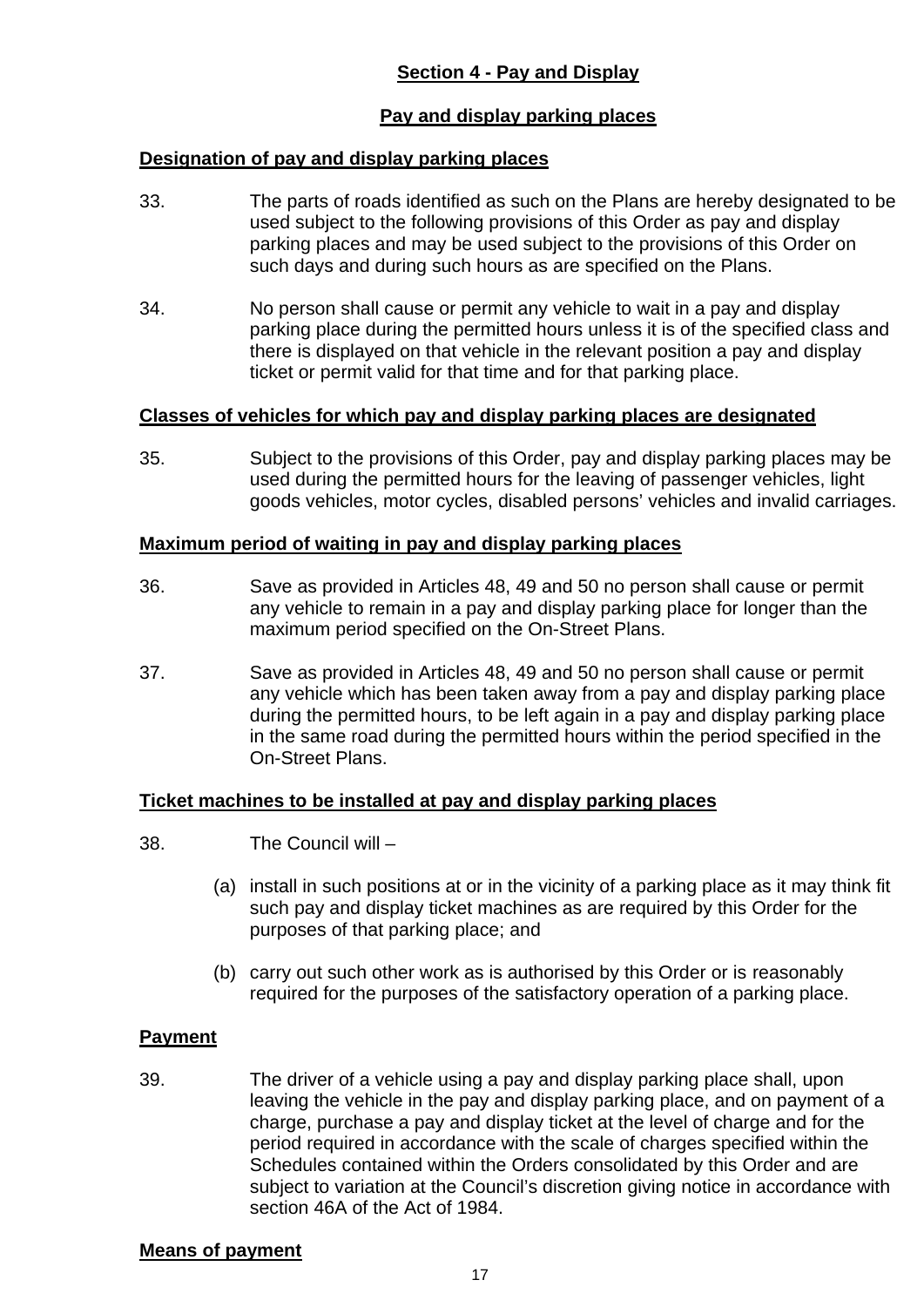## Section 4 - Pay and Display

### Pay and display parking places

**Designation of pay and display parking places**

33. The parts of roads identified as such on the Plans are hereby designated to be used subject to the following provisions of this Order as pay and display parking places and may be used subject to the provisions of this Order on such days and during such hours as are specified on the Plans.

34. No person shall cause or permit any vehicle to wait in a pay and display parking place during the permitted hours unless it is of the specified class and there is displayed on that vehicle in the relevant position a pay and display ticket or permit valid for that time and for that parking place.

**Classes of vehicles for which pay and display parking places are designated**

35. Subject to the provisions of this Order, pay and display parking places may be used during the permitted hours for the leaving of passenger vehicles, light goods vehicles, motor cycles, disabled persons' vehicles and invalid carriages.

**Maximum period of waiting in pay and display parking places**

36. Save as provided in Articles 48, 49 and 50 no person shall cause or permit any vehicle to remain in a pay and display parking place for longer than the maximum period specified on the On-Street Plans.

37. Save as provided in Articles 48, 49 and 50 no person shall cause or permit any vehicle which has been taken away from a pay and display parking place during the permitted hours, to be left again in a pay and display parking place in the same road during the permitted hours within the period specified in the On-Street Plans.

**Ticket machines to be installed at pay and display parking places**

38. The Council will –

(a) install in such positions at or in the vicinity of a parking place as it may think fit such pay and display ticket machines as are required by this Order for the purposes of that parking place; and

(b) carry out such other work as is authorised by this Order or is reasonably required for the purposes of the satisfactory operation of a parking place.

**Payment**

39. The driver of a vehicle using a pay and display parking place shall, upon leaving the vehicle in the pay and display parking place, and on payment of a charge, purchase a pay and display ticket at the level of charge and for the period required in accordance with the scale of charges specified within the Schedules contained within the Orders consolidated by this Order and are subject to variation at the Council's discretion giving notice in accordance with section 46A of the Act of 1984.

**Means of payment**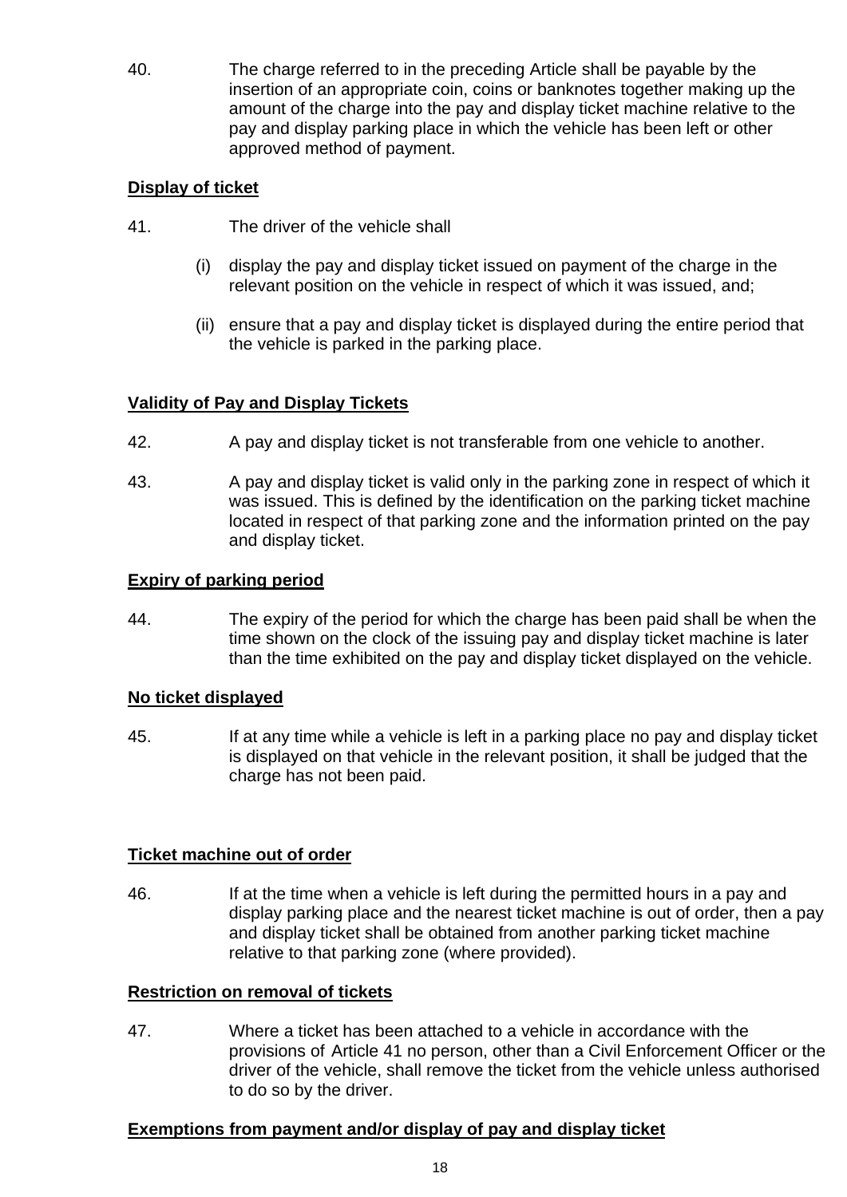40. The charge referred to in the preceding Article shall be payable by the insertion of an appropriate coin, coins or banknotes together making up the amount of the charge into the pay and display ticket machine relative to the pay and display parking place in which the vehicle has been left or other approved method of payment.

**<u>Display of ticket</u>**

41. The driver of the vehicle shall

   (i) display the pay and display ticket issued on payment of the charge in the relevant position on the vehicle in respect of which it was issued, and;

   (ii) ensure that a pay and display ticket is displayed during the entire period that the vehicle is parked in the parking place.

**<u>Validity of Pay and Display Tickets</u>**

42. A pay and display ticket is not transferable from one vehicle to another.

43. A pay and display ticket is valid only in the parking zone in respect of which it was issued. This is defined by the identification on the parking ticket machine located in respect of that parking zone and the information printed on the pay and display ticket.

**<u>Expiry of parking period</u>**

44. The expiry of the period for which the charge has been paid shall be when the time shown on the clock of the issuing pay and display ticket machine is later than the time exhibited on the pay and display ticket displayed on the vehicle.

**<u>No ticket displayed</u>**

45. If at any time while a vehicle is left in a parking place no pay and display ticket is displayed on that vehicle in the relevant position, it shall be judged that the charge has not been paid.

**<u>Ticket machine out of order</u>**

46. If at the time when a vehicle is left during the permitted hours in a pay and display parking place and the nearest ticket machine is out of order, then a pay and display ticket shall be obtained from another parking ticket machine relative to that parking zone (where provided).

**<u>Restriction on removal of tickets</u>**

47. Where a ticket has been attached to a vehicle in accordance with the provisions of Article 41 no person, other than a Civil Enforcement Officer or the driver of the vehicle, shall remove the ticket from the vehicle unless authorised to do so by the driver.

**<u>Exemptions from payment and/or display of pay and display ticket</u>**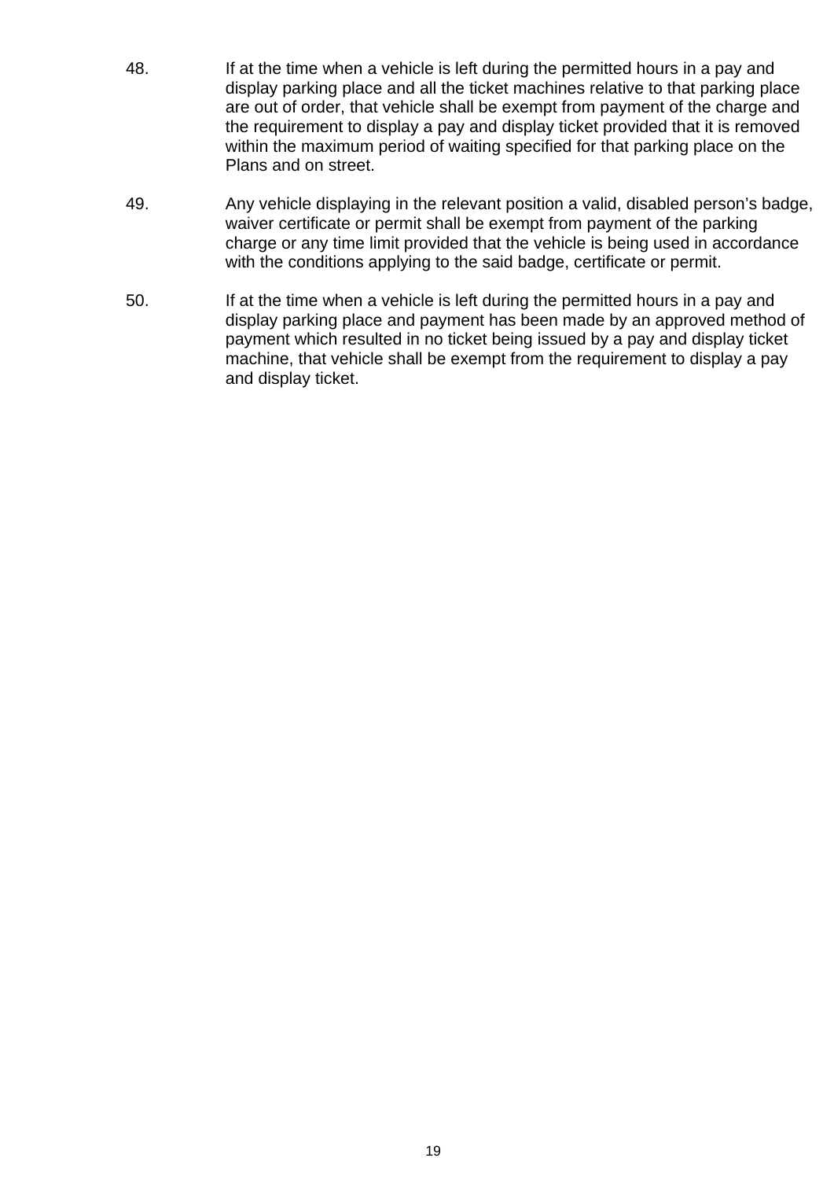48. If at the time when a vehicle is left during the permitted hours in a pay and display parking place and all the ticket machines relative to that parking place are out of order, that vehicle shall be exempt from payment of the charge and the requirement to display a pay and display ticket provided that it is removed within the maximum period of waiting specified for that parking place on the Plans and on street.

49. Any vehicle displaying in the relevant position a valid, disabled person's badge, waiver certificate or permit shall be exempt from payment of the parking charge or any time limit provided that the vehicle is being used in accordance with the conditions applying to the said badge, certificate or permit.

50. If at the time when a vehicle is left during the permitted hours in a pay and display parking place and payment has been made by an approved method of payment which resulted in no ticket being issued by a pay and display ticket machine, that vehicle shall be exempt from the requirement to display a pay and display ticket.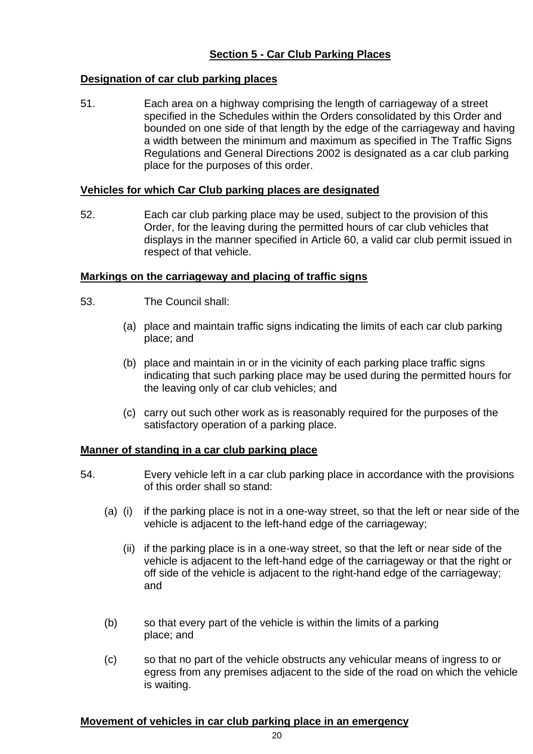## Section 5 - Car Club Parking Places

**Designation of car club parking places**

51. Each area on a highway comprising the length of carriageway of a street specified in the Schedules within the Orders consolidated by this Order and bounded on one side of that length by the edge of the carriageway and having a width between the minimum and maximum as specified in The Traffic Signs Regulations and General Directions 2002 is designated as a car club parking place for the purposes of this order.

**Vehicles for which Car Club parking places are designated**

52. Each car club parking place may be used, subject to the provision of this Order, for the leaving during the permitted hours of car club vehicles that displays in the manner specified in Article 60, a valid car club permit issued in respect of that vehicle.

**Markings on the carriageway and placing of traffic signs**

53. The Council shall:

(a) place and maintain traffic signs indicating the limits of each car club parking place; and

(b) place and maintain in or in the vicinity of each parking place traffic signs indicating that such parking place may be used during the permitted hours for the leaving only of car club vehicles; and

(c) carry out such other work as is reasonably required for the purposes of the satisfactory operation of a parking place.

**Manner of standing in a car club parking place**

54. Every vehicle left in a car club parking place in accordance with the provisions of this order shall so stand:

(a) (i) if the parking place is not in a one-way street, so that the left or near side of the vehicle is adjacent to the left-hand edge of the carriageway;

(ii) if the parking place is in a one-way street, so that the left or near side of the vehicle is adjacent to the left-hand edge of the carriageway or that the right or off side of the vehicle is adjacent to the right-hand edge of the carriageway; and

(b) so that every part of the vehicle is within the limits of a parking place; and

(c) so that no part of the vehicle obstructs any vehicular means of ingress to or egress from any premises adjacent to the side of the road on which the vehicle is waiting.

**Movement of vehicles in car club parking place in an emergency**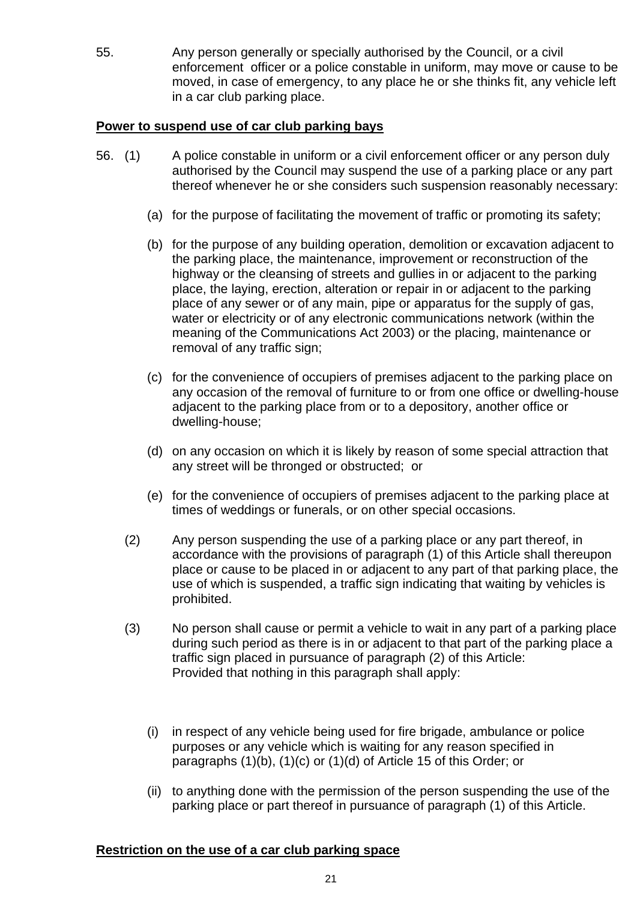55. Any person generally or specially authorised by the Council, or a civil enforcement officer or a police constable in uniform, may move or cause to be moved, in case of emergency, to any place he or she thinks fit, any vehicle left in a car club parking place.

**Power to suspend use of car club parking bays**

56. (1) A police constable in uniform or a civil enforcement officer or any person duly authorised by the Council may suspend the use of a parking place or any part thereof whenever he or she considers such suspension reasonably necessary:

(a) for the purpose of facilitating the movement of traffic or promoting its safety;

(b) for the purpose of any building operation, demolition or excavation adjacent to the parking place, the maintenance, improvement or reconstruction of the highway or the cleansing of streets and gullies in or adjacent to the parking place, the laying, erection, alteration or repair in or adjacent to the parking place of any sewer or of any main, pipe or apparatus for the supply of gas, water or electricity or of any electronic communications network (within the meaning of the Communications Act 2003) or the placing, maintenance or removal of any traffic sign;

(c) for the convenience of occupiers of premises adjacent to the parking place on any occasion of the removal of furniture to or from one office or dwelling-house adjacent to the parking place from or to a depository, another office or dwelling-house;

(d) on any occasion on which it is likely by reason of some special attraction that any street will be thronged or obstructed; or

(e) for the convenience of occupiers of premises adjacent to the parking place at times of weddings or funerals, or on other special occasions.

(2) Any person suspending the use of a parking place or any part thereof, in accordance with the provisions of paragraph (1) of this Article shall thereupon place or cause to be placed in or adjacent to any part of that parking place, the use of which is suspended, a traffic sign indicating that waiting by vehicles is prohibited.

(3) No person shall cause or permit a vehicle to wait in any part of a parking place during such period as there is in or adjacent to that part of the parking place a traffic sign placed in pursuance of paragraph (2) of this Article:
Provided that nothing in this paragraph shall apply:

(i) in respect of any vehicle being used for fire brigade, ambulance or police purposes or any vehicle which is waiting for any reason specified in paragraphs (1)(b), (1)(c) or (1)(d) of Article 15 of this Order; or

(ii) to anything done with the permission of the person suspending the use of the parking place or part thereof in pursuance of paragraph (1) of this Article.

**Restriction on the use of a car club parking space**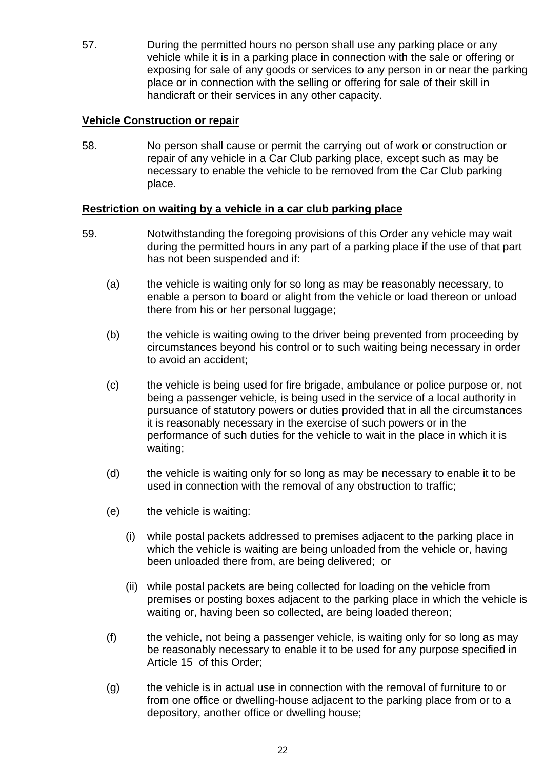57. During the permitted hours no person shall use any parking place or any vehicle while it is in a parking place in connection with the sale or offering or exposing for sale of any goods or services to any person in or near the parking place or in connection with the selling or offering for sale of their skill in handicraft or their services in any other capacity.

**Vehicle Construction or repair**

58. No person shall cause or permit the carrying out of work or construction or repair of any vehicle in a Car Club parking place, except such as may be necessary to enable the vehicle to be removed from the Car Club parking place.

**Restriction on waiting by a vehicle in a car club parking place**

59. Notwithstanding the foregoing provisions of this Order any vehicle may wait during the permitted hours in any part of a parking place if the use of that part has not been suspended and if:

(a) the vehicle is waiting only for so long as may be reasonably necessary, to enable a person to board or alight from the vehicle or load thereon or unload there from his or her personal luggage;

(b) the vehicle is waiting owing to the driver being prevented from proceeding by circumstances beyond his control or to such waiting being necessary in order to avoid an accident;

(c) the vehicle is being used for fire brigade, ambulance or police purpose or, not being a passenger vehicle, is being used in the service of a local authority in pursuance of statutory powers or duties provided that in all the circumstances it is reasonably necessary in the exercise of such powers or in the performance of such duties for the vehicle to wait in the place in which it is waiting;

(d) the vehicle is waiting only for so long as may be necessary to enable it to be used in connection with the removal of any obstruction to traffic;

(e) the vehicle is waiting:

(i) while postal packets addressed to premises adjacent to the parking place in which the vehicle is waiting are being unloaded from the vehicle or, having been unloaded there from, are being delivered; or

(ii) while postal packets are being collected for loading on the vehicle from premises or posting boxes adjacent to the parking place in which the vehicle is waiting or, having been so collected, are being loaded thereon;

(f) the vehicle, not being a passenger vehicle, is waiting only for so long as may be reasonably necessary to enable it to be used for any purpose specified in Article 15 of this Order;

(g) the vehicle is in actual use in connection with the removal of furniture to or from one office or dwelling-house adjacent to the parking place from or to a depository, another office or dwelling house;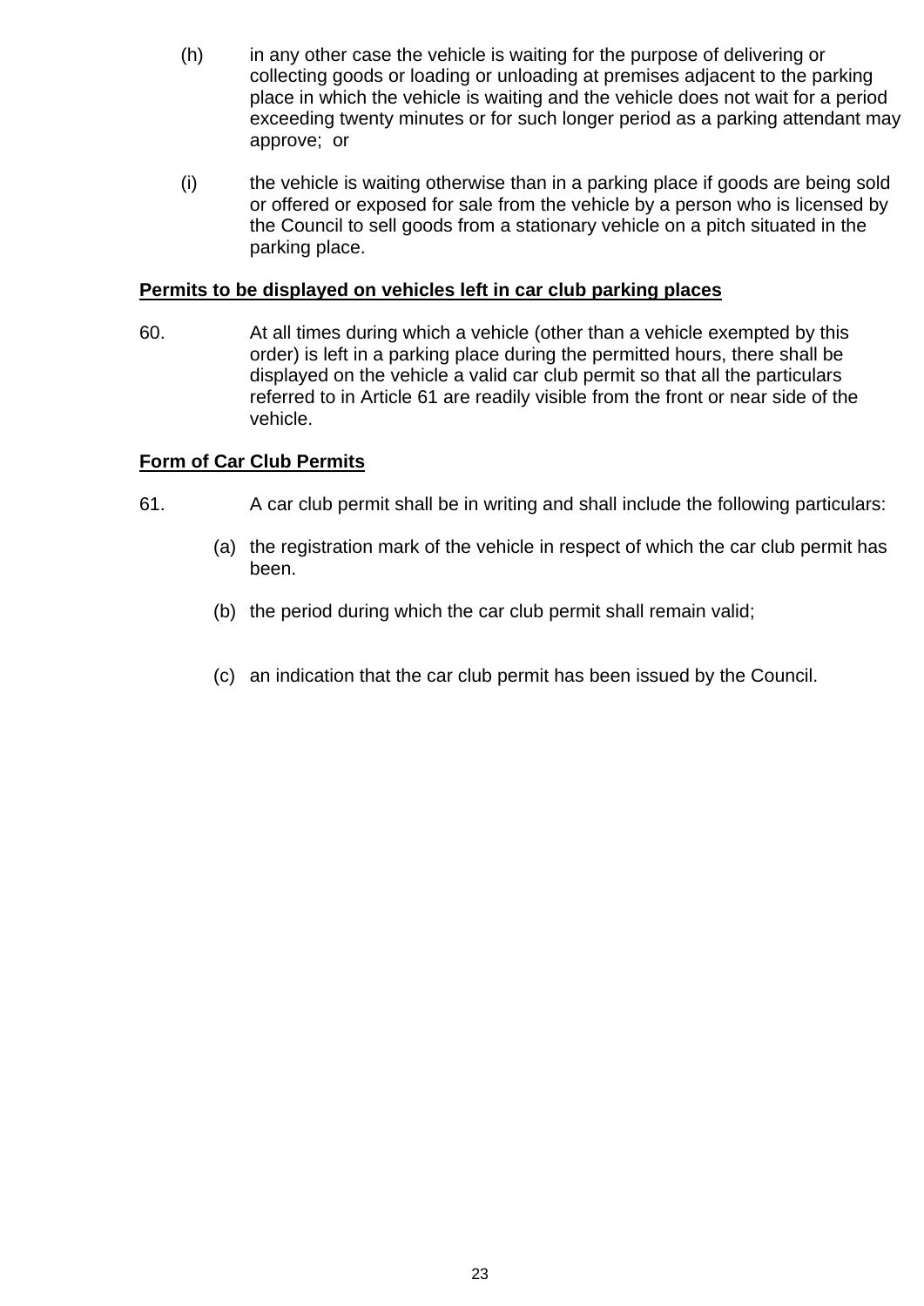(h) in any other case the vehicle is waiting for the purpose of delivering or collecting goods or loading or unloading at premises adjacent to the parking place in which the vehicle is waiting and the vehicle does not wait for a period exceeding twenty minutes or for such longer period as a parking attendant may approve; or

(i) the vehicle is waiting otherwise than in a parking place if goods are being sold or offered or exposed for sale from the vehicle by a person who is licensed by the Council to sell goods from a stationary vehicle on a pitch situated in the parking place.

**Permits to be displayed on vehicles left in car club parking places**

60. At all times during which a vehicle (other than a vehicle exempted by this order) is left in a parking place during the permitted hours, there shall be displayed on the vehicle a valid car club permit so that all the particulars referred to in Article 61 are readily visible from the front or near side of the vehicle.

**Form of Car Club Permits**

61. A car club permit shall be in writing and shall include the following particulars:

(a) the registration mark of the vehicle in respect of which the car club permit has been.

(b) the period during which the car club permit shall remain valid;

(c) an indication that the car club permit has been issued by the Council.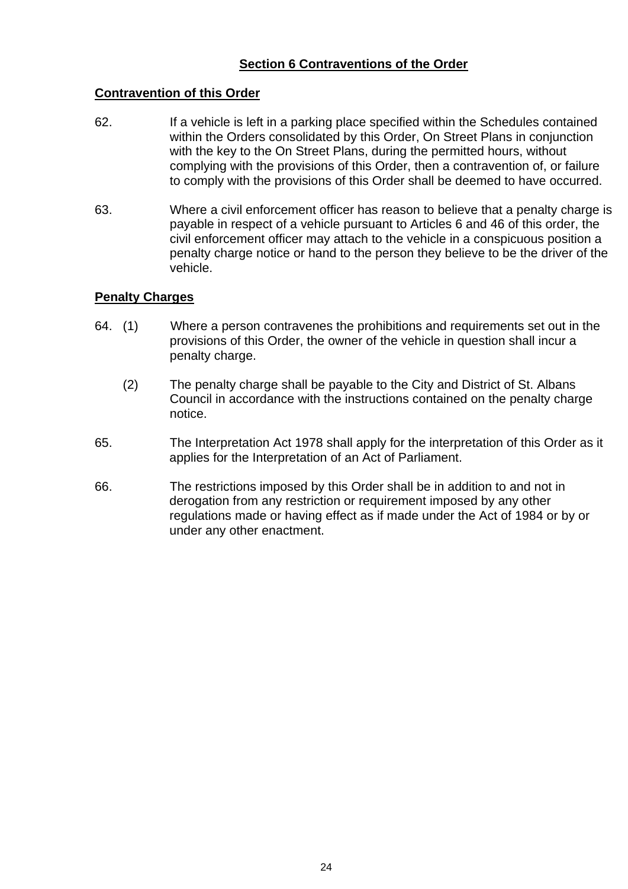## Section 6 Contraventions of the Order

### Contravention of this Order

62. If a vehicle is left in a parking place specified within the Schedules contained within the Orders consolidated by this Order, On Street Plans in conjunction with the key to the On Street Plans, during the permitted hours, without complying with the provisions of this Order, then a contravention of, or failure to comply with the provisions of this Order shall be deemed to have occurred.

63. Where a civil enforcement officer has reason to believe that a penalty charge is payable in respect of a vehicle pursuant to Articles 6 and 46 of this order, the civil enforcement officer may attach to the vehicle in a conspicuous position a penalty charge notice or hand to the person they believe to be the driver of the vehicle.

### Penalty Charges

64. (1) Where a person contravenes the prohibitions and requirements set out in the provisions of this Order, the owner of the vehicle in question shall incur a penalty charge.

    (2) The penalty charge shall be payable to the City and District of St. Albans Council in accordance with the instructions contained on the penalty charge notice.

65. The Interpretation Act 1978 shall apply for the interpretation of this Order as it applies for the Interpretation of an Act of Parliament.

66. The restrictions imposed by this Order shall be in addition to and not in derogation from any restriction or requirement imposed by any other regulations made or having effect as if made under the Act of 1984 or by or under any other enactment.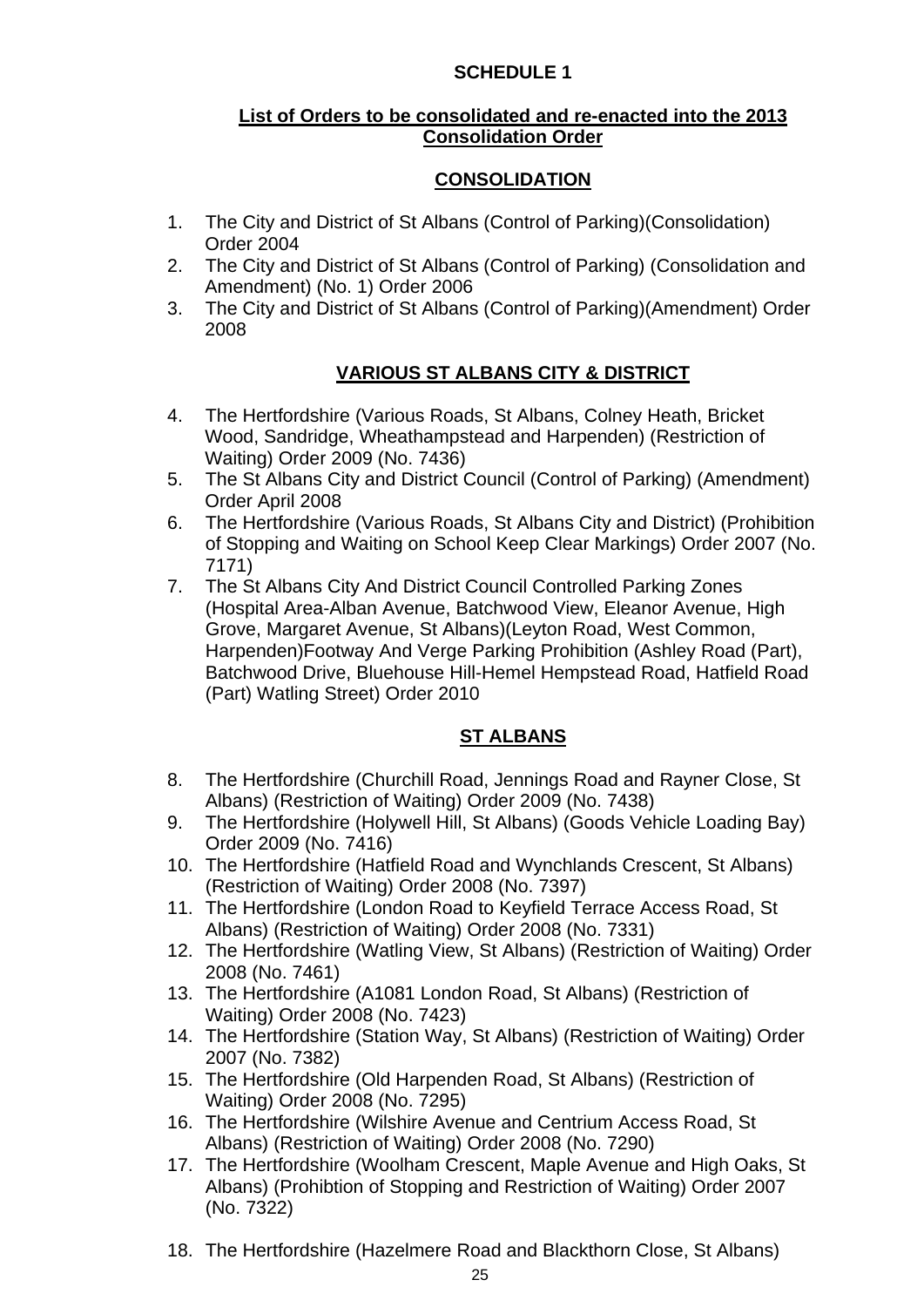## SCHEDULE 1

### List of Orders to be consolidated and re-enacted into the 2013 Consolidation Order

### CONSOLIDATION

1. The City and District of St Albans (Control of Parking)(Consolidation) Order 2004
2. The City and District of St Albans (Control of Parking) (Consolidation and Amendment) (No. 1) Order 2006
3. The City and District of St Albans (Control of Parking)(Amendment) Order 2008

### VARIOUS ST ALBANS CITY & DISTRICT

4. The Hertfordshire (Various Roads, St Albans, Colney Heath, Bricket Wood, Sandridge, Wheathampstead and Harpenden) (Restriction of Waiting) Order 2009 (No. 7436)
5. The St Albans City and District Council (Control of Parking) (Amendment) Order April 2008
6. The Hertfordshire (Various Roads, St Albans City and District) (Prohibition of Stopping and Waiting on School Keep Clear Markings) Order 2007 (No. 7171)
7. The St Albans City And District Council Controlled Parking Zones (Hospital Area-Alban Avenue, Batchwood View, Eleanor Avenue, High Grove, Margaret Avenue, St Albans)(Leyton Road, West Common, Harpenden)Footway And Verge Parking Prohibition (Ashley Road (Part), Batchwood Drive, Bluehouse Hill-Hemel Hempstead Road, Hatfield Road (Part) Watling Street) Order 2010

### ST ALBANS

8. The Hertfordshire (Churchill Road, Jennings Road and Rayner Close, St Albans) (Restriction of Waiting) Order 2009 (No. 7438)
9. The Hertfordshire (Holywell Hill, St Albans) (Goods Vehicle Loading Bay) Order 2009 (No. 7416)
10. The Hertfordshire (Hatfield Road and Wynchlands Crescent, St Albans) (Restriction of Waiting) Order 2008 (No. 7397)
11. The Hertfordshire (London Road to Keyfield Terrace Access Road, St Albans) (Restriction of Waiting) Order 2008 (No. 7331)
12. The Hertfordshire (Watling View, St Albans) (Restriction of Waiting) Order 2008 (No. 7461)
13. The Hertfordshire (A1081 London Road, St Albans) (Restriction of Waiting) Order 2008 (No. 7423)
14. The Hertfordshire (Station Way, St Albans) (Restriction of Waiting) Order 2007 (No. 7382)
15. The Hertfordshire (Old Harpenden Road, St Albans) (Restriction of Waiting) Order 2008 (No. 7295)
16. The Hertfordshire (Wilshire Avenue and Centrium Access Road, St Albans) (Restriction of Waiting) Order 2008 (No. 7290)
17. The Hertfordshire (Woolham Crescent, Maple Avenue and High Oaks, St Albans) (Prohibtion of Stopping and Restriction of Waiting) Order 2007 (No. 7322)
18. The Hertfordshire (Hazelmere Road and Blackthorn Close, St Albans)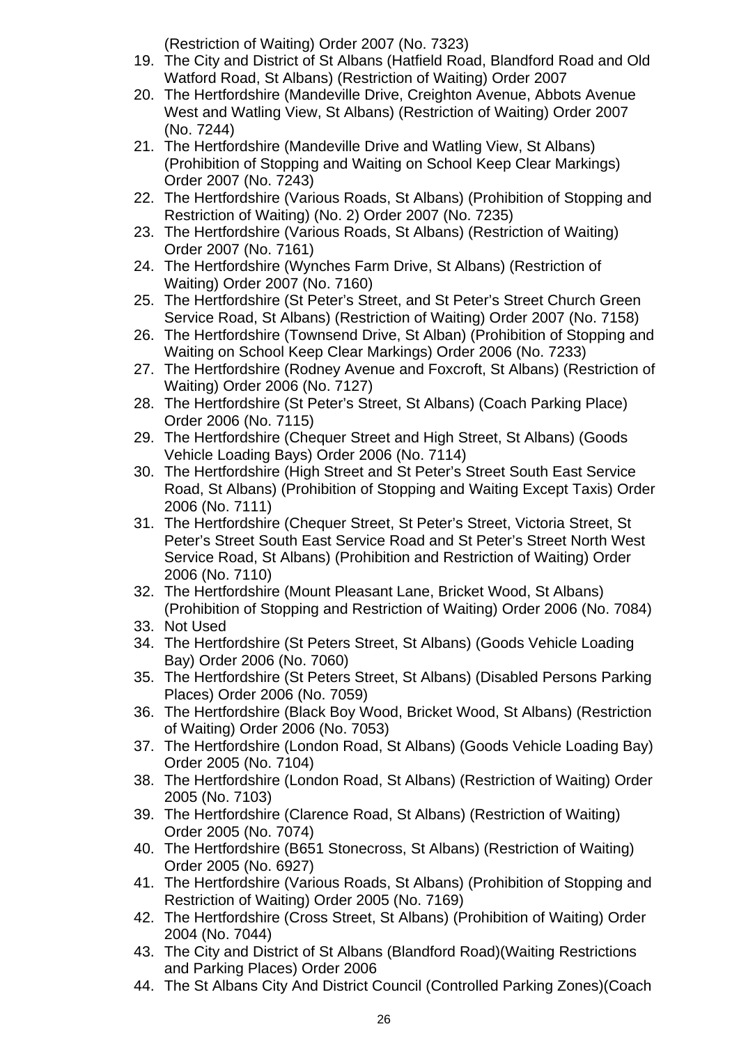(Restriction of Waiting) Order 2007 (No. 7323)

19. The City and District of St Albans (Hatfield Road, Blandford Road and Old Watford Road, St Albans) (Restriction of Waiting) Order 2007
20. The Hertfordshire (Mandeville Drive, Creighton Avenue, Abbots Avenue West and Watling View, St Albans) (Restriction of Waiting) Order 2007 (No. 7244)
21. The Hertfordshire (Mandeville Drive and Watling View, St Albans) (Prohibition of Stopping and Waiting on School Keep Clear Markings) Order 2007 (No. 7243)
22. The Hertfordshire (Various Roads, St Albans) (Prohibition of Stopping and Restriction of Waiting) (No. 2) Order 2007 (No. 7235)
23. The Hertfordshire (Various Roads, St Albans) (Restriction of Waiting) Order 2007 (No. 7161)
24. The Hertfordshire (Wynches Farm Drive, St Albans) (Restriction of Waiting) Order 2007 (No. 7160)
25. The Hertfordshire (St Peter's Street, and St Peter's Street Church Green Service Road, St Albans) (Restriction of Waiting) Order 2007 (No. 7158)
26. The Hertfordshire (Townsend Drive, St Alban) (Prohibition of Stopping and Waiting on School Keep Clear Markings) Order 2006 (No. 7233)
27. The Hertfordshire (Rodney Avenue and Foxcroft, St Albans) (Restriction of Waiting) Order 2006 (No. 7127)
28. The Hertfordshire (St Peter's Street, St Albans) (Coach Parking Place) Order 2006 (No. 7115)
29. The Hertfordshire (Chequer Street and High Street, St Albans) (Goods Vehicle Loading Bays) Order 2006 (No. 7114)
30. The Hertfordshire (High Street and St Peter's Street South East Service Road, St Albans) (Prohibition of Stopping and Waiting Except Taxis) Order 2006 (No. 7111)
31. The Hertfordshire (Chequer Street, St Peter's Street, Victoria Street, St Peter's Street South East Service Road and St Peter's Street North West Service Road, St Albans) (Prohibition and Restriction of Waiting) Order 2006 (No. 7110)
32. The Hertfordshire (Mount Pleasant Lane, Bricket Wood, St Albans) (Prohibition of Stopping and Restriction of Waiting) Order 2006 (No. 7084)
33. Not Used
34. The Hertfordshire (St Peters Street, St Albans) (Goods Vehicle Loading Bay) Order 2006 (No. 7060)
35. The Hertfordshire (St Peters Street, St Albans) (Disabled Persons Parking Places) Order 2006 (No. 7059)
36. The Hertfordshire (Black Boy Wood, Bricket Wood, St Albans) (Restriction of Waiting) Order 2006 (No. 7053)
37. The Hertfordshire (London Road, St Albans) (Goods Vehicle Loading Bay) Order 2005 (No. 7104)
38. The Hertfordshire (London Road, St Albans) (Restriction of Waiting) Order 2005 (No. 7103)
39. The Hertfordshire (Clarence Road, St Albans) (Restriction of Waiting) Order 2005 (No. 7074)
40. The Hertfordshire (B651 Stonecross, St Albans) (Restriction of Waiting) Order 2005 (No. 6927)
41. The Hertfordshire (Various Roads, St Albans) (Prohibition of Stopping and Restriction of Waiting) Order 2005 (No. 7169)
42. The Hertfordshire (Cross Street, St Albans) (Prohibition of Waiting) Order 2004 (No. 7044)
43. The City and District of St Albans (Blandford Road)(Waiting Restrictions and Parking Places) Order 2006
44. The St Albans City And District Council (Controlled Parking Zones)(Coach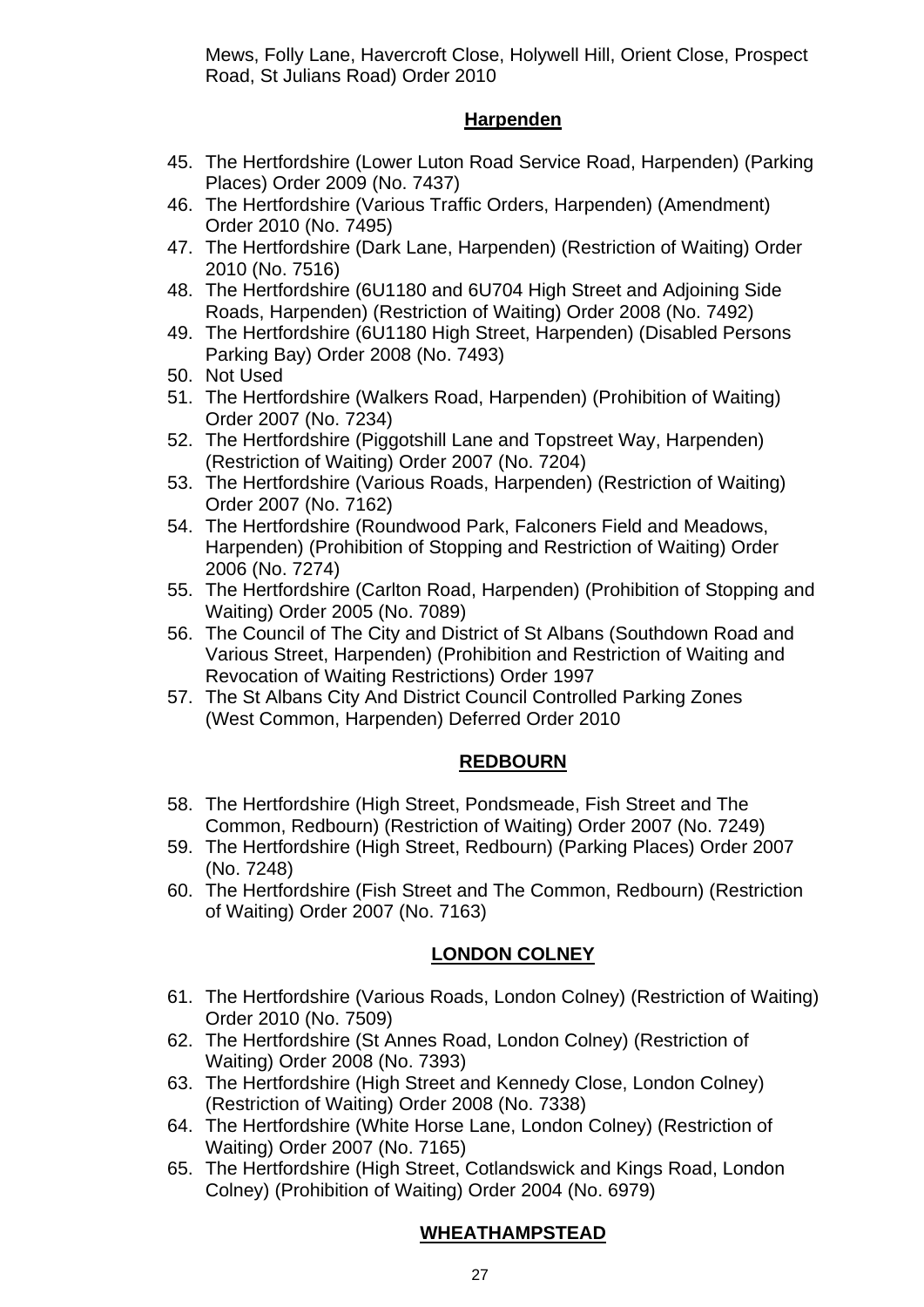Mews, Folly Lane, Havercroft Close, Holywell Hill, Orient Close, Prospect Road, St Julians Road) Order 2010

## Harpenden

45. The Hertfordshire (Lower Luton Road Service Road, Harpenden) (Parking Places) Order 2009 (No. 7437)
46. The Hertfordshire (Various Traffic Orders, Harpenden) (Amendment) Order 2010 (No. 7495)
47. The Hertfordshire (Dark Lane, Harpenden) (Restriction of Waiting) Order 2010 (No. 7516)
48. The Hertfordshire (6U1180 and 6U704 High Street and Adjoining Side Roads, Harpenden) (Restriction of Waiting) Order 2008 (No. 7492)
49. The Hertfordshire (6U1180 High Street, Harpenden) (Disabled Persons Parking Bay) Order 2008 (No. 7493)
50. Not Used
51. The Hertfordshire (Walkers Road, Harpenden) (Prohibition of Waiting) Order 2007 (No. 7234)
52. The Hertfordshire (Piggotshill Lane and Topstreet Way, Harpenden) (Restriction of Waiting) Order 2007 (No. 7204)
53. The Hertfordshire (Various Roads, Harpenden) (Restriction of Waiting) Order 2007 (No. 7162)
54. The Hertfordshire (Roundwood Park, Falconers Field and Meadows, Harpenden) (Prohibition of Stopping and Restriction of Waiting) Order 2006 (No. 7274)
55. The Hertfordshire (Carlton Road, Harpenden) (Prohibition of Stopping and Waiting) Order 2005 (No. 7089)
56. The Council of The City and District of St Albans (Southdown Road and Various Street, Harpenden) (Prohibition and Restriction of Waiting and Revocation of Waiting Restrictions) Order 1997
57. The St Albans City And District Council Controlled Parking Zones (West Common, Harpenden) Deferred Order 2010

## REDBOURN

58. The Hertfordshire (High Street, Pondsmeade, Fish Street and The Common, Redbourn) (Restriction of Waiting) Order 2007 (No. 7249)
59. The Hertfordshire (High Street, Redbourn) (Parking Places) Order 2007 (No. 7248)
60. The Hertfordshire (Fish Street and The Common, Redbourn) (Restriction of Waiting) Order 2007 (No. 7163)

## LONDON COLNEY

61. The Hertfordshire (Various Roads, London Colney) (Restriction of Waiting) Order 2010 (No. 7509)
62. The Hertfordshire (St Annes Road, London Colney) (Restriction of Waiting) Order 2008 (No. 7393)
63. The Hertfordshire (High Street and Kennedy Close, London Colney) (Restriction of Waiting) Order 2008 (No. 7338)
64. The Hertfordshire (White Horse Lane, London Colney) (Restriction of Waiting) Order 2007 (No. 7165)
65. The Hertfordshire (High Street, Cotlandswick and Kings Road, London Colney) (Prohibition of Waiting) Order 2004 (No. 6979)

## WHEATHAMPSTEAD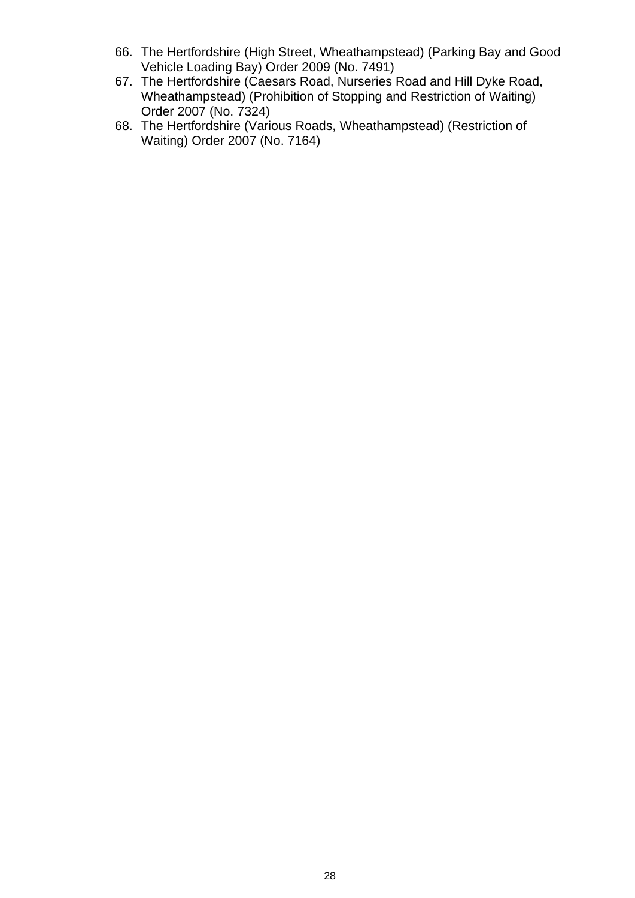66. The Hertfordshire (High Street, Wheathampstead) (Parking Bay and Good Vehicle Loading Bay) Order 2009 (No. 7491)
67. The Hertfordshire (Caesars Road, Nurseries Road and Hill Dyke Road, Wheathampstead) (Prohibition of Stopping and Restriction of Waiting) Order 2007 (No. 7324)
68. The Hertfordshire (Various Roads, Wheathampstead) (Restriction of Waiting) Order 2007 (No. 7164)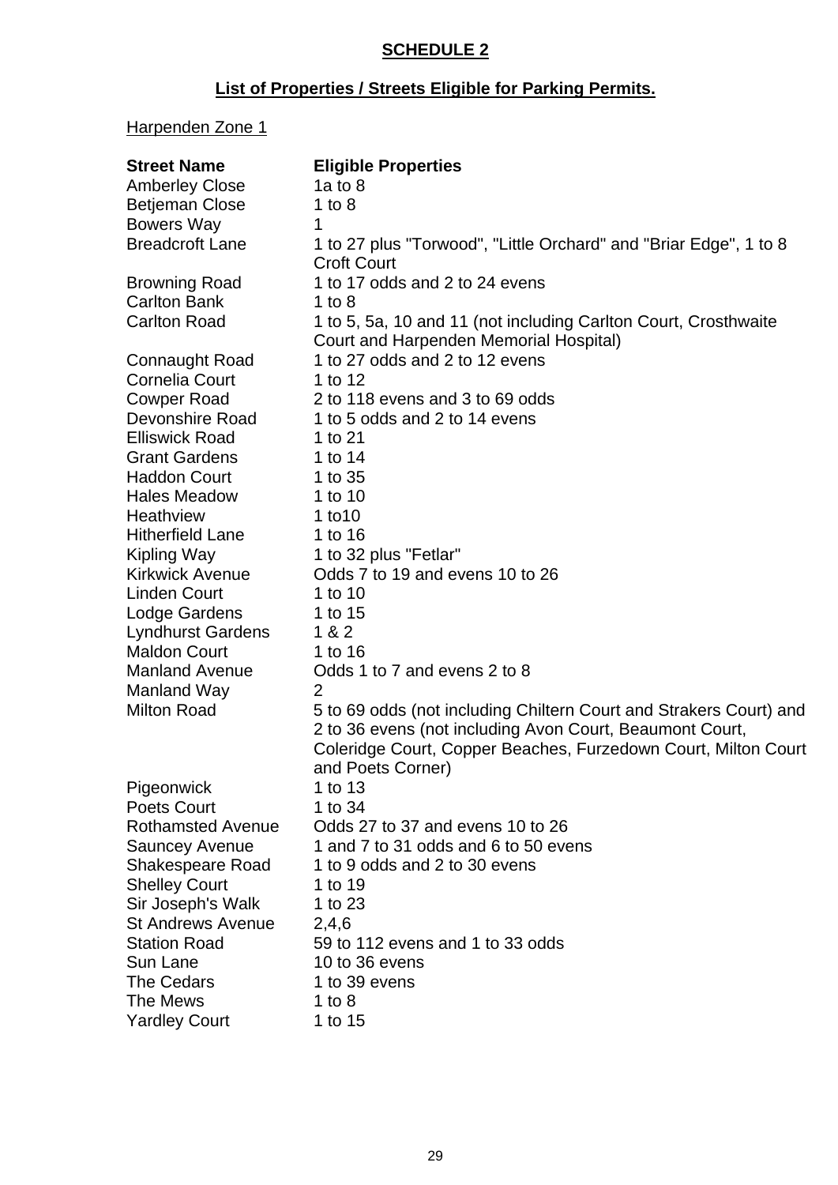## SCHEDULE 2

## List of Properties / Streets Eligible for Parking Permits.

Harpenden Zone 1

| Street Name | Eligible Properties |
| --- | --- |
| Amberley Close | 1a to 8 |
| Betjeman Close | 1 to 8 |
| Bowers Way | 1 |
| Breadcroft Lane | 1 to 27 plus "Torwood", "Little Orchard" and "Briar Edge", 1 to 8 Croft Court |
| Browning Road | 1 to 17 odds and 2 to 24 evens |
| Carlton Bank | 1 to 8 |
| Carlton Road | 1 to 5, 5a, 10 and 11 (not including Carlton Court, Crosthwaite Court and Harpenden Memorial Hospital) |
| Connaught Road | 1 to 27 odds and 2 to 12 evens |
| Cornelia Court | 1 to 12 |
| Cowper Road | 2 to 118 evens and 3 to 69 odds |
| Devonshire Road | 1 to 5 odds and 2 to 14 evens |
| Elliswick Road | 1 to 21 |
| Grant Gardens | 1 to 14 |
| Haddon Court | 1 to 35 |
| Hales Meadow | 1 to 10 |
| Heathview | 1 to10 |
| Hitherfield Lane | 1 to 16 |
| Kipling Way | 1 to 32 plus "Fetlar" |
| Kirkwick Avenue | Odds 7 to 19 and evens 10 to 26 |
| Linden Court | 1 to 10 |
| Lodge Gardens | 1 to 15 |
| Lyndhurst Gardens | 1 & 2 |
| Maldon Court | 1 to 16 |
| Manland Avenue | Odds 1 to 7 and evens 2 to 8 |
| Manland Way | 2 |
| Milton Road | 5 to 69 odds (not including Chiltern Court and Strakers Court) and 2 to 36 evens (not including Avon Court, Beaumont Court, Coleridge Court, Copper Beaches, Furzedown Court, Milton Court and Poets Corner) |
| Pigeonwick | 1 to 13 |
| Poets Court | 1 to 34 |
| Rothamsted Avenue | Odds 27 to 37 and evens 10 to 26 |
| Sauncey Avenue | 1 and 7 to 31 odds and 6 to 50 evens |
| Shakespeare Road | 1 to 9 odds and 2 to 30 evens |
| Shelley Court | 1 to 19 |
| Sir Joseph's Walk | 1 to 23 |
| St Andrews Avenue | 2,4,6 |
| Station Road | 59 to 112 evens and 1 to 33 odds |
| Sun Lane | 10 to 36 evens |
| The Cedars | 1 to 39 evens |
| The Mews | 1 to 8 |
| Yardley Court | 1 to 15 |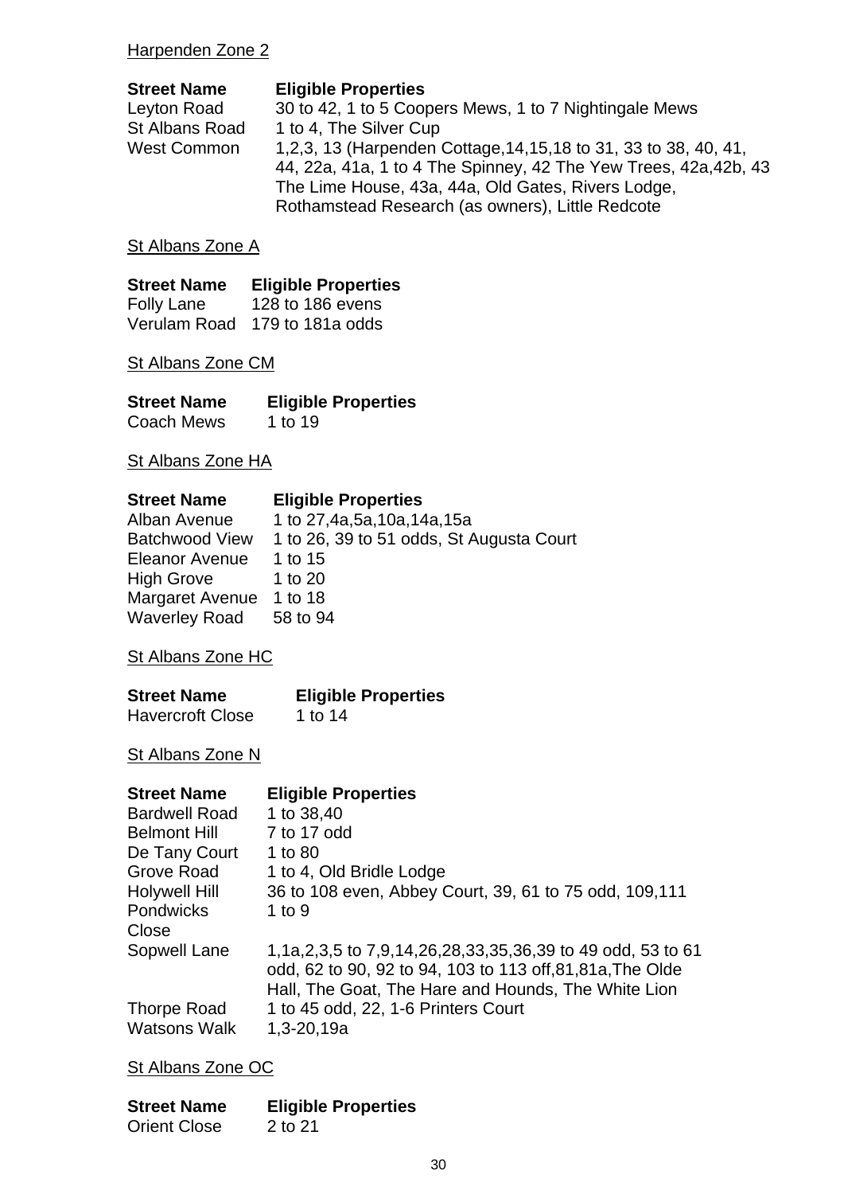Harpenden Zone 2

| Street Name | Eligible Properties |
| --- | --- |
| Leyton Road | 30 to 42, 1 to 5 Coopers Mews, 1 to 7 Nightingale Mews |
| St Albans Road | 1 to 4, The Silver Cup |
| West Common | 1,2,3, 13 (Harpenden Cottage,14,15,18 to 31, 33 to 38, 40, 41, 44, 22a, 41a, 1 to 4 The Spinney, 42 The Yew Trees, 42a,42b, 43 The Lime House, 43a, 44a, Old Gates, Rivers Lodge, Rothamstead Research (as owners), Little Redcote |

St Albans Zone A

| Street Name | Eligible Properties |
| --- | --- |
| Folly Lane | 128 to 186 evens |
| Verulam Road | 179 to 181a odds |

St Albans Zone CM

| Street Name | Eligible Properties |
| --- | --- |
| Coach Mews | 1 to 19 |

St Albans Zone HA

| Street Name | Eligible Properties |
| --- | --- |
| Alban Avenue | 1 to 27,4a,5a,10a,14a,15a |
| Batchwood View | 1 to 26, 39 to 51 odds, St Augusta Court |
| Eleanor Avenue | 1 to 15 |
| High Grove | 1 to 20 |
| Margaret Avenue | 1 to 18 |
| Waverley Road | 58 to 94 |

St Albans Zone HC

| Street Name | Eligible Properties |
| --- | --- |
| Havercroft Close | 1 to 14 |

St Albans Zone N

| Street Name | Eligible Properties |
| --- | --- |
| Bardwell Road | 1 to 38,40 |
| Belmont Hill | 7 to 17 odd |
| De Tany Court | 1 to 80 |
| Grove Road | 1 to 4, Old Bridle Lodge |
| Holywell Hill | 36 to 108 even, Abbey Court, 39, 61 to 75 odd, 109,111 |
| Pondwicks Close | 1 to 9 |
| Sopwell Lane | 1,1a,2,3,5 to 7,9,14,26,28,33,35,36,39 to 49 odd, 53 to 61 odd, 62 to 90, 92 to 94, 103 to 113 off,81,81a,The Olde Hall, The Goat, The Hare and Hounds, The White Lion |
| Thorpe Road | 1 to 45 odd, 22, 1-6 Printers Court |
| Watsons Walk | 1,3-20,19a |

St Albans Zone OC

| Street Name | Eligible Properties |
| --- | --- |
| Orient Close | 2 to 21 |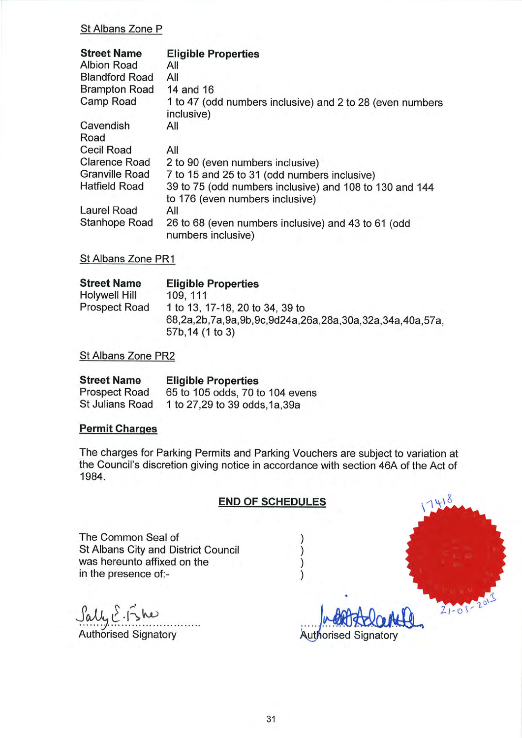St Albans Zone P

| Street Name | Eligible Properties |
|---|---|
| Albion Road | All |
| Blandford Road | All |
| Brampton Road | 14 and 16 |
| Camp Road | 1 to 47 (odd numbers inclusive) and 2 to 28 (even numbers inclusive) |
| Cavendish Road | All |
| Cecil Road | All |
| Clarence Road | 2 to 90 (even numbers inclusive) |
| Granville Road | 7 to 15 and 25 to 31 (odd numbers inclusive) |
| Hatfield Road | 39 to 75 (odd numbers inclusive) and 108 to 130 and 144 to 176 (even numbers inclusive) |
| Laurel Road | All |
| Stanhope Road | 26 to 68 (even numbers inclusive) and 43 to 61 (odd numbers inclusive) |

St Albans Zone PR1

| Street Name | Eligible Properties |
|---|---|
| Holywell Hill | 109, 111 |
| Prospect Road | 1 to 13, 17-18, 20 to 34, 39 to 68,2a,2b,7a,9a,9b,9c,9d24a,26a,28a,30a,32a,34a,40a,57a, 57b,14 (1 to 3) |

St Albans Zone PR2

| Street Name | Eligible Properties |
|---|---|
| Prospect Road | 65 to 105 odds, 70 to 104 evens |
| St Julians Road | 1 to 27,29 to 39 odds,1a,39a |

**Permit Charges**

The charges for Parking Permits and Parking Vouchers are subject to variation at the Council's discretion giving notice in accordance with section 46A of the Act of 1984.

**END OF SCHEDULES**

The Common Seal of
St Albans City and District Council
was hereunto affixed on the
in the presence of:-

1748

21-03-2013

Authorised Signatory

Authorised Signatory